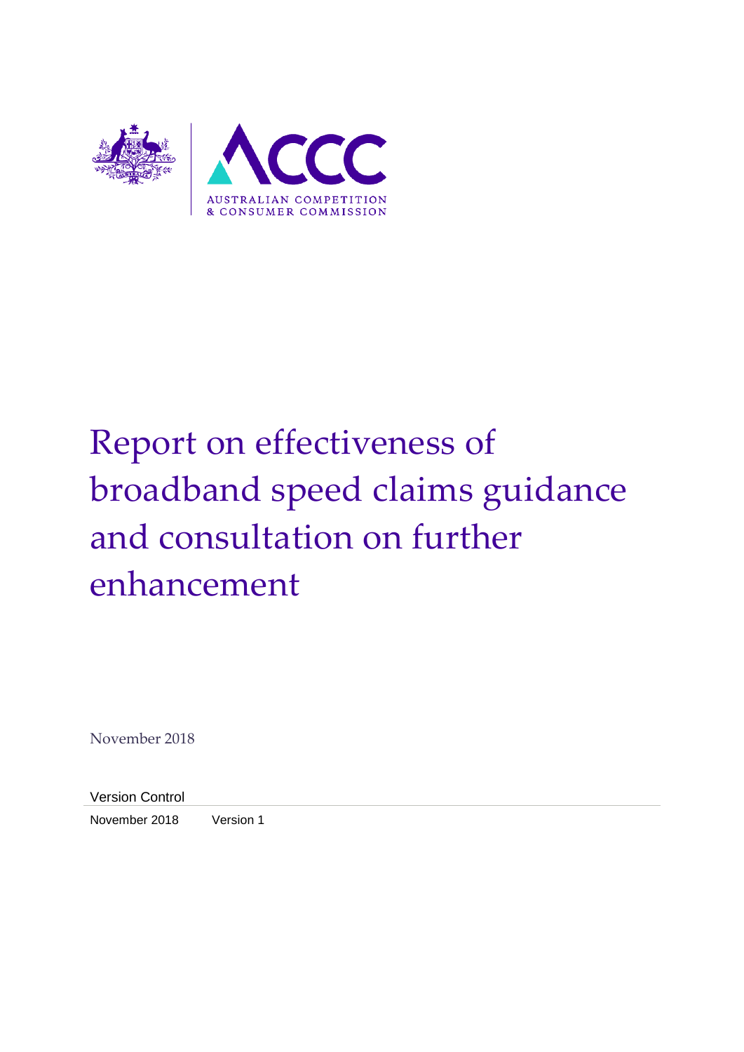AUSTRALIAN COMPETITION & CONSUMER COMMISSION

# Report on effectiveness of broadband speed claims guidance and consultation on further enhancement

November 2018

Version Control

| November 2018 | Version 1 |
|---|---|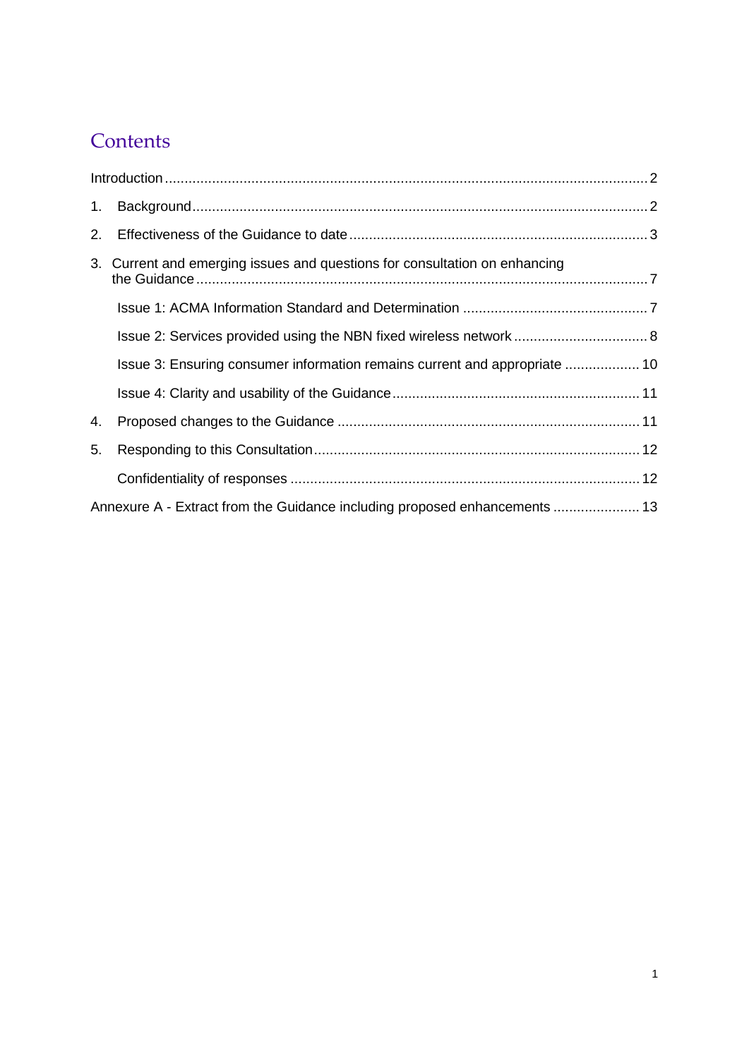# Contents

Introduction .......... 2

1. Background .......... 2
2. Effectiveness of the Guidance to date .......... 3
3. Current and emerging issues and questions for consultation on enhancing the Guidance .......... 7
   - Issue 1: ACMA Information Standard and Determination .......... 7
   - Issue 2: Services provided using the NBN fixed wireless network .......... 8
   - Issue 3: Ensuring consumer information remains current and appropriate .......... 10
   - Issue 4: Clarity and usability of the Guidance .......... 11
4. Proposed changes to the Guidance .......... 11
5. Responding to this Consultation .......... 12
   - Confidentiality of responses .......... 12

Annexure A - Extract from the Guidance including proposed enhancements .......... 13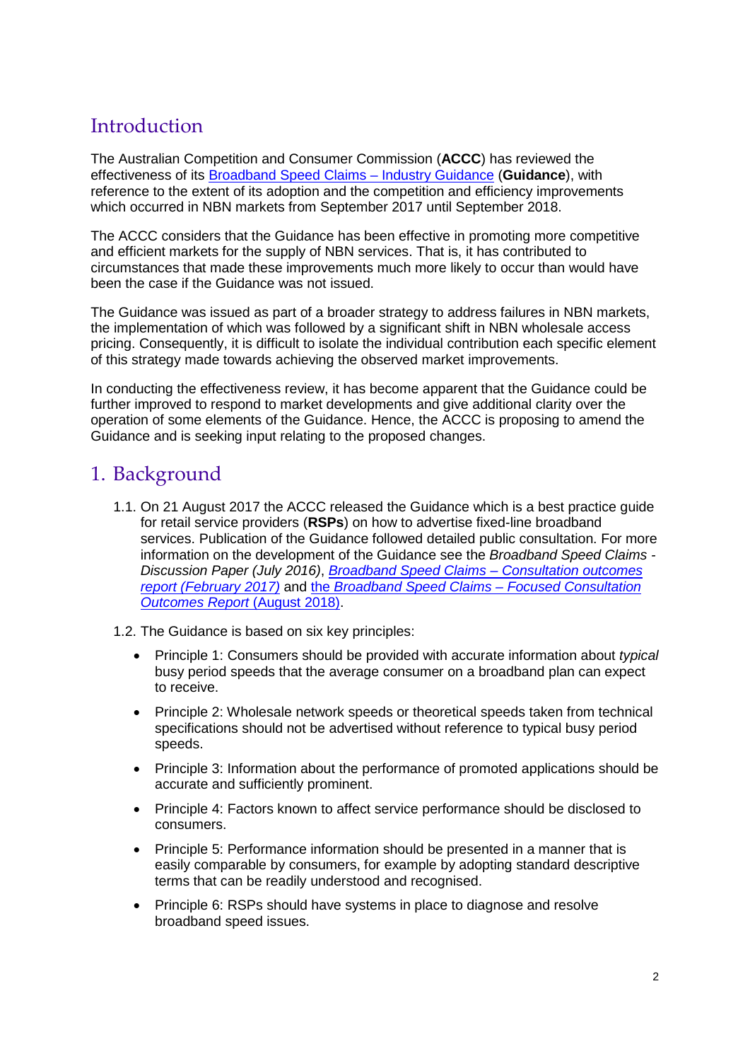# Introduction

The Australian Competition and Consumer Commission (**ACCC**) has reviewed the effectiveness of its Broadband Speed Claims – Industry Guidance (**Guidance**), with reference to the extent of its adoption and the competition and efficiency improvements which occurred in NBN markets from September 2017 until September 2018.

The ACCC considers that the Guidance has been effective in promoting more competitive and efficient markets for the supply of NBN services. That is, it has contributed to circumstances that made these improvements much more likely to occur than would have been the case if the Guidance was not issued.

The Guidance was issued as part of a broader strategy to address failures in NBN markets, the implementation of which was followed by a significant shift in NBN wholesale access pricing. Consequently, it is difficult to isolate the individual contribution each specific element of this strategy made towards achieving the observed market improvements.

In conducting the effectiveness review, it has become apparent that the Guidance could be further improved to respond to market developments and give additional clarity over the operation of some elements of the Guidance. Hence, the ACCC is proposing to amend the Guidance and is seeking input relating to the proposed changes.

# 1. Background

1.1. On 21 August 2017 the ACCC released the Guidance which is a best practice guide for retail service providers (**RSPs**) on how to advertise fixed-line broadband services. Publication of the Guidance followed detailed public consultation. For more information on the development of the Guidance see the *Broadband Speed Claims - Discussion Paper (July 2016)*, *Broadband Speed Claims – Consultation outcomes report (February 2017)* and the *Broadband Speed Claims – Focused Consultation Outcomes Report* (August 2018).

1.2. The Guidance is based on six key principles:

- Principle 1: Consumers should be provided with accurate information about *typical* busy period speeds that the average consumer on a broadband plan can expect to receive.
- Principle 2: Wholesale network speeds or theoretical speeds taken from technical specifications should not be advertised without reference to typical busy period speeds.
- Principle 3: Information about the performance of promoted applications should be accurate and sufficiently prominent.
- Principle 4: Factors known to affect service performance should be disclosed to consumers.
- Principle 5: Performance information should be presented in a manner that is easily comparable by consumers, for example by adopting standard descriptive terms that can be readily understood and recognised.
- Principle 6: RSPs should have systems in place to diagnose and resolve broadband speed issues.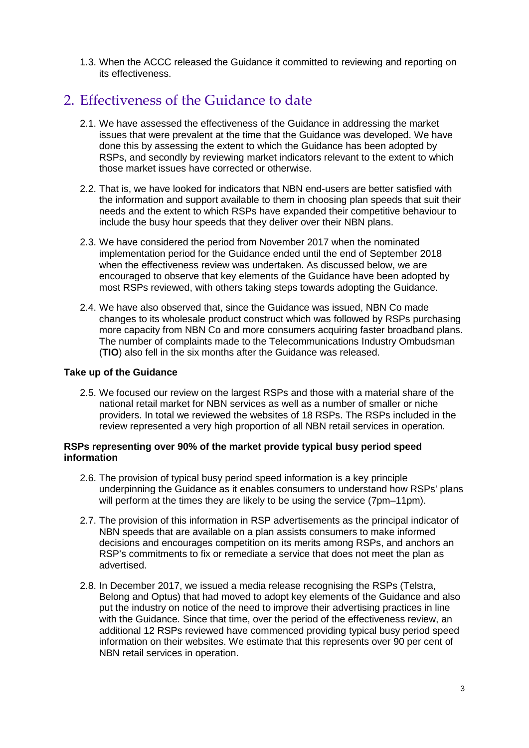1.3. When the ACCC released the Guidance it committed to reviewing and reporting on its effectiveness.

## 2. Effectiveness of the Guidance to date

2.1. We have assessed the effectiveness of the Guidance in addressing the market issues that were prevalent at the time that the Guidance was developed. We have done this by assessing the extent to which the Guidance has been adopted by RSPs, and secondly by reviewing market indicators relevant to the extent to which those market issues have corrected or otherwise.

2.2. That is, we have looked for indicators that NBN end-users are better satisfied with the information and support available to them in choosing plan speeds that suit their needs and the extent to which RSPs have expanded their competitive behaviour to include the busy hour speeds that they deliver over their NBN plans.

2.3. We have considered the period from November 2017 when the nominated implementation period for the Guidance ended until the end of September 2018 when the effectiveness review was undertaken. As discussed below, we are encouraged to observe that key elements of the Guidance have been adopted by most RSPs reviewed, with others taking steps towards adopting the Guidance.

2.4. We have also observed that, since the Guidance was issued, NBN Co made changes to its wholesale product construct which was followed by RSPs purchasing more capacity from NBN Co and more consumers acquiring faster broadband plans. The number of complaints made to the Telecommunications Industry Ombudsman (**TIO**) also fell in the six months after the Guidance was released.

**Take up of the Guidance**

2.5. We focused our review on the largest RSPs and those with a material share of the national retail market for NBN services as well as a number of smaller or niche providers. In total we reviewed the websites of 18 RSPs. The RSPs included in the review represented a very high proportion of all NBN retail services in operation.

**RSPs representing over 90% of the market provide typical busy period speed information**

2.6. The provision of typical busy period speed information is a key principle underpinning the Guidance as it enables consumers to understand how RSPs' plans will perform at the times they are likely to be using the service (7pm–11pm).

2.7. The provision of this information in RSP advertisements as the principal indicator of NBN speeds that are available on a plan assists consumers to make informed decisions and encourages competition on its merits among RSPs, and anchors an RSP's commitments to fix or remediate a service that does not meet the plan as advertised.

2.8. In December 2017, we issued a media release recognising the RSPs (Telstra, Belong and Optus) that had moved to adopt key elements of the Guidance and also put the industry on notice of the need to improve their advertising practices in line with the Guidance. Since that time, over the period of the effectiveness review, an additional 12 RSPs reviewed have commenced providing typical busy period speed information on their websites. We estimate that this represents over 90 per cent of NBN retail services in operation.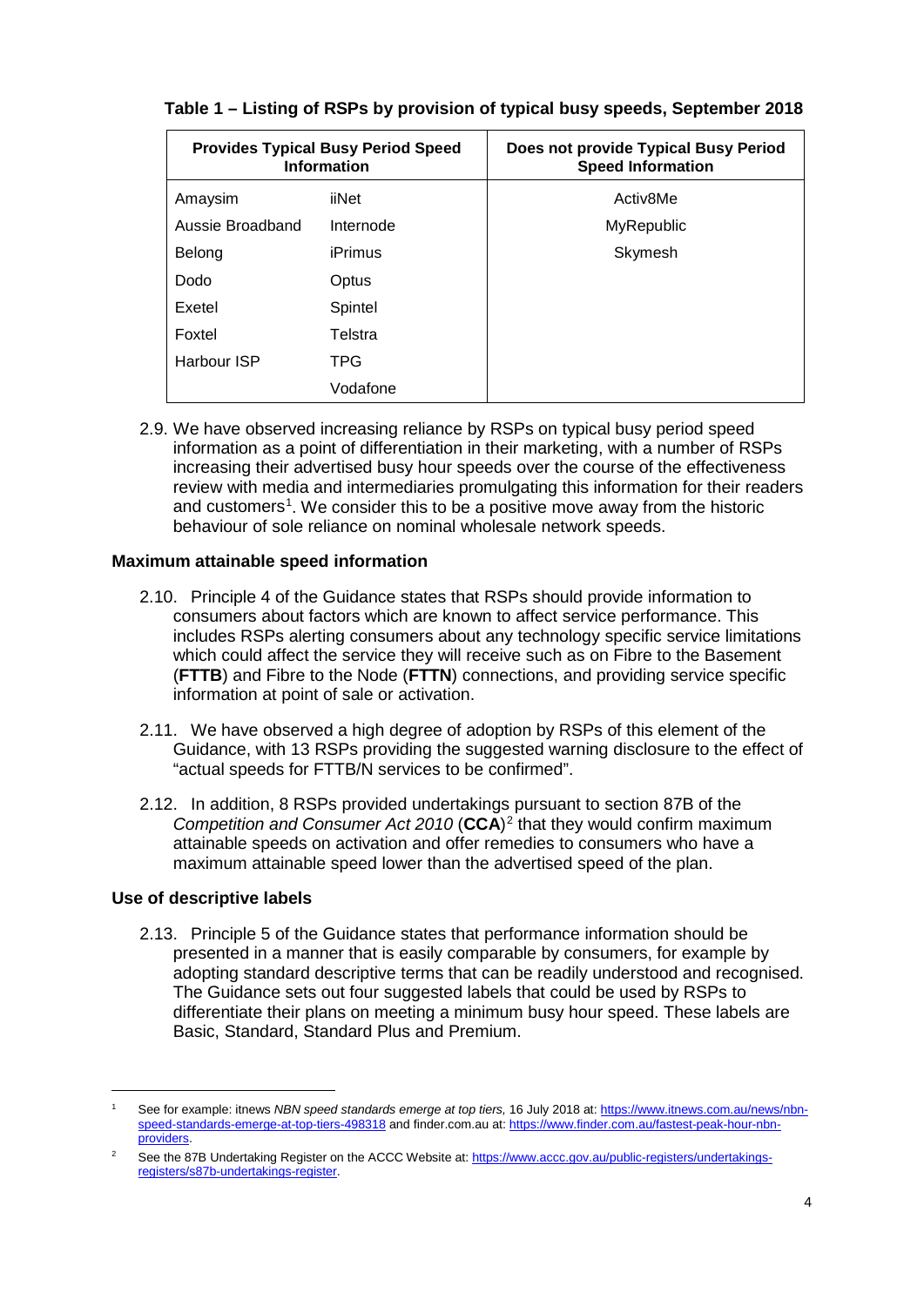**Table 1 – Listing of RSPs by provision of typical busy speeds, September 2018**

| Provides Typical Busy Period Speed Information | | Does not provide Typical Busy Period Speed Information |
|---|---|---|
| Amaysim | iiNet | Activ8Me |
| Aussie Broadband | Internode | MyRepublic |
| Belong | iPrimus | Skymesh |
| Dodo | Optus | |
| Exetel | Spintel | |
| Foxtel | Telstra | |
| Harbour ISP | TPG | |
| | Vodafone | |

2.9. We have observed increasing reliance by RSPs on typical busy period speed information as a point of differentiation in their marketing, with a number of RSPs increasing their advertised busy hour speeds over the course of the effectiveness review with media and intermediaries promulgating this information for their readers and customers[1]. We consider this to be a positive move away from the historic behaviour of sole reliance on nominal wholesale network speeds.

### Maximum attainable speed information

2.10. Principle 4 of the Guidance states that RSPs should provide information to consumers about factors which are known to affect service performance. This includes RSPs alerting consumers about any technology specific service limitations which could affect the service they will receive such as on Fibre to the Basement (**FTTB**) and Fibre to the Node (**FTTN**) connections, and providing service specific information at point of sale or activation.

2.11. We have observed a high degree of adoption by RSPs of this element of the Guidance, with 13 RSPs providing the suggested warning disclosure to the effect of "actual speeds for FTTB/N services to be confirmed".

2.12. In addition, 8 RSPs provided undertakings pursuant to section 87B of the *Competition and Consumer Act 2010* (**CCA**)[2] that they would confirm maximum attainable speeds on activation and offer remedies to consumers who have a maximum attainable speed lower than the advertised speed of the plan.

### Use of descriptive labels

2.13. Principle 5 of the Guidance states that performance information should be presented in a manner that is easily comparable by consumers, for example by adopting standard descriptive terms that can be readily understood and recognised. The Guidance sets out four suggested labels that could be used by RSPs to differentiate their plans on meeting a minimum busy hour speed. These labels are Basic, Standard, Standard Plus and Premium.

---

[1] See for example: itnews *NBN speed standards emerge at top tiers,* 16 July 2018 at: https://www.itnews.com.au/news/nbn-speed-standards-emerge-at-top-tiers-498318 and finder.com.au at: https://www.finder.com.au/fastest-peak-hour-nbn-providers.

[2] See the 87B Undertaking Register on the ACCC Website at: https://www.accc.gov.au/public-registers/undertakings-registers/s87b-undertakings-register.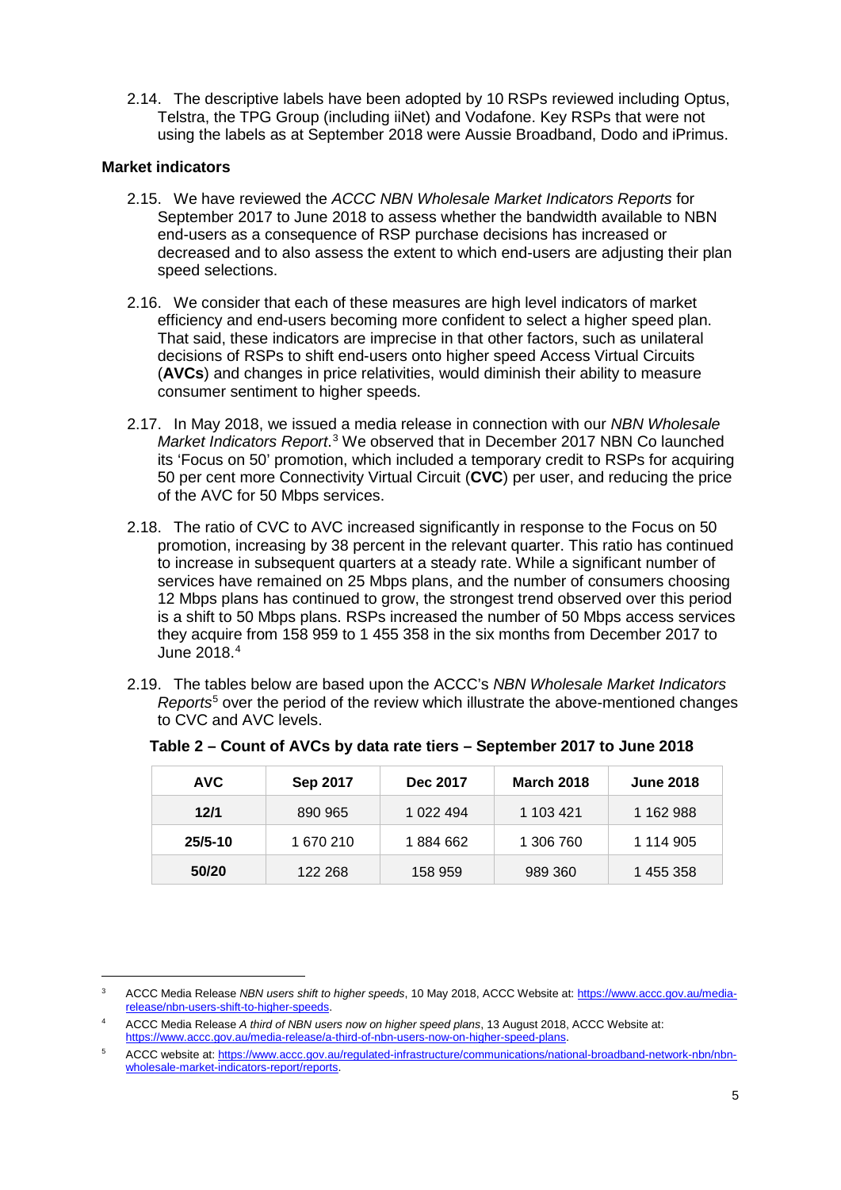2.14. The descriptive labels have been adopted by 10 RSPs reviewed including Optus, Telstra, the TPG Group (including iiNet) and Vodafone. Key RSPs that were not using the labels as at September 2018 were Aussie Broadband, Dodo and iPrimus.

### Market indicators

2.15. We have reviewed the *ACCC NBN Wholesale Market Indicators Reports* for September 2017 to June 2018 to assess whether the bandwidth available to NBN end-users as a consequence of RSP purchase decisions has increased or decreased and to also assess the extent to which end-users are adjusting their plan speed selections.

2.16. We consider that each of these measures are high level indicators of market efficiency and end-users becoming more confident to select a higher speed plan. That said, these indicators are imprecise in that other factors, such as unilateral decisions of RSPs to shift end-users onto higher speed Access Virtual Circuits (**AVCs**) and changes in price relativities, would diminish their ability to measure consumer sentiment to higher speeds.

2.17. In May 2018, we issued a media release in connection with our *NBN Wholesale Market Indicators Report*.[3] We observed that in December 2017 NBN Co launched its 'Focus on 50' promotion, which included a temporary credit to RSPs for acquiring 50 per cent more Connectivity Virtual Circuit (**CVC**) per user, and reducing the price of the AVC for 50 Mbps services.

2.18. The ratio of CVC to AVC increased significantly in response to the Focus on 50 promotion, increasing by 38 percent in the relevant quarter. This ratio has continued to increase in subsequent quarters at a steady rate. While a significant number of services have remained on 25 Mbps plans, and the number of consumers choosing 12 Mbps plans has continued to grow, the strongest trend observed over this period is a shift to 50 Mbps plans. RSPs increased the number of 50 Mbps access services they acquire from 158 959 to 1 455 358 in the six months from December 2017 to June 2018.[4]

2.19. The tables below are based upon the ACCC's *NBN Wholesale Market Indicators Reports*[5] over the period of the review which illustrate the above-mentioned changes to CVC and AVC levels.

**Table 2 – Count of AVCs by data rate tiers – September 2017 to June 2018**

| AVC | Sep 2017 | Dec 2017 | March 2018 | June 2018 |
|---|---|---|---|---|
| **12/1** | 890 965 | 1 022 494 | 1 103 421 | 1 162 988 |
| **25/5-10** | 1 670 210 | 1 884 662 | 1 306 760 | 1 114 905 |
| **50/20** | 122 268 | 158 959 | 989 360 | 1 455 358 |

[3] ACCC Media Release *NBN users shift to higher speeds*, 10 May 2018, ACCC Website at: https://www.accc.gov.au/media-release/nbn-users-shift-to-higher-speeds.

[4] ACCC Media Release *A third of NBN users now on higher speed plans*, 13 August 2018, ACCC Website at: https://www.accc.gov.au/media-release/a-third-of-nbn-users-now-on-higher-speed-plans.

[5] ACCC website at: https://www.accc.gov.au/regulated-infrastructure/communications/national-broadband-network-nbn/nbn-wholesale-market-indicators-report/reports.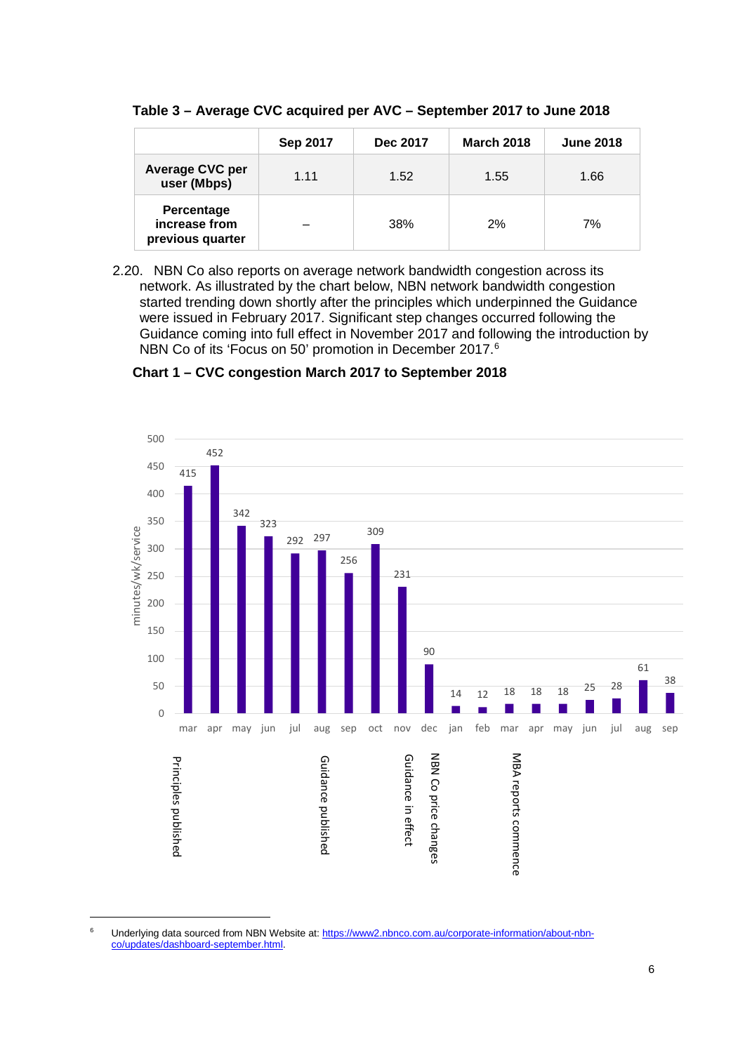**Table 3 – Average CVC acquired per AVC – September 2017 to June 2018**

| | Sep 2017 | Dec 2017 | March 2018 | June 2018 |
|---|---|---|---|---|
| **Average CVC per user (Mbps)** | 1.11 | 1.52 | 1.55 | 1.66 |
| **Percentage increase from previous quarter** | – | 38% | 2% | 7% |

2.20. NBN Co also reports on average network bandwidth congestion across its network. As illustrated by the chart below, NBN network bandwidth congestion started trending down shortly after the principles which underpinned the Guidance were issued in February 2017. Significant step changes occurred following the Guidance coming into full effect in November 2017 and following the introduction by NBN Co of its 'Focus on 50' promotion in December 2017.[6]

**Chart 1 – CVC congestion March 2017 to September 2018**

| Month | minutes/wk/service | Event |
|---|---|---|
| mar | 415 | Principles published |
| apr | 452 | |
| may | 342 | |
| jun | 323 | |
| jul | 292 | |
| aug | 297 | Guidance published |
| sep | 256 | |
| oct | 309 | |
| nov | 231 | Guidance in effect |
| dec | 90 | NBN Co price changes |
| jan | 14 | |
| feb | 12 | |
| mar | 18 | MBA reports commence |
| apr | 18 | |
| may | 18 | |
| jun | 25 | |
| jul | 28 | |
| aug | 61 | |
| sep | 38 | |

[6] Underlying data sourced from NBN Website at: https://www2.nbnco.com.au/corporate-information/about-nbn-co/updates/dashboard-september.html.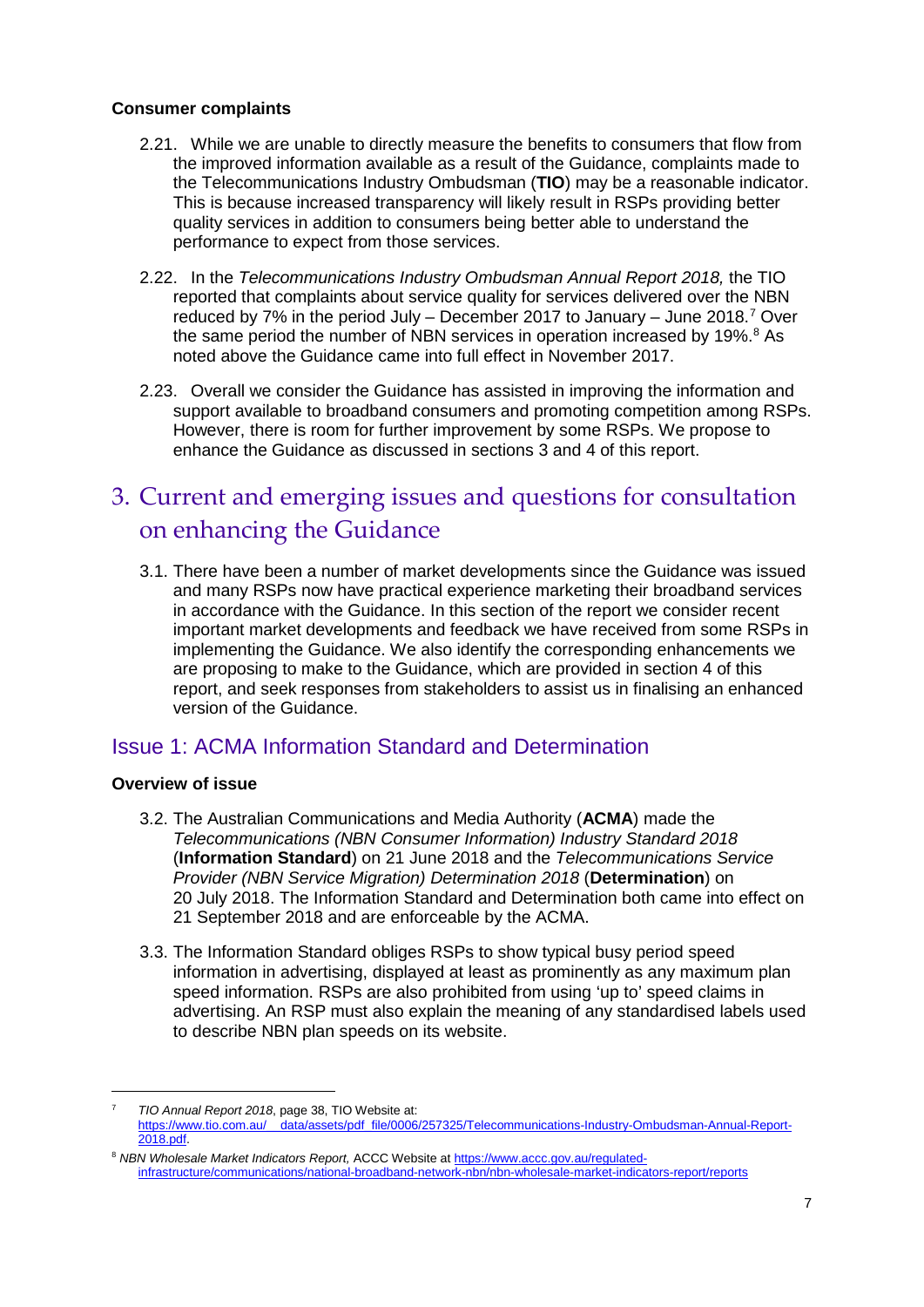**Consumer complaints**

2.21. While we are unable to directly measure the benefits to consumers that flow from the improved information available as a result of the Guidance, complaints made to the Telecommunications Industry Ombudsman (**TIO**) may be a reasonable indicator. This is because increased transparency will likely result in RSPs providing better quality services in addition to consumers being better able to understand the performance to expect from those services.

2.22. In the *Telecommunications Industry Ombudsman Annual Report 2018,* the TIO reported that complaints about service quality for services delivered over the NBN reduced by 7% in the period July – December 2017 to January – June 2018.[7] Over the same period the number of NBN services in operation increased by 19%.[8] As noted above the Guidance came into full effect in November 2017.

2.23. Overall we consider the Guidance has assisted in improving the information and support available to broadband consumers and promoting competition among RSPs. However, there is room for further improvement by some RSPs. We propose to enhance the Guidance as discussed in sections 3 and 4 of this report.

# 3. Current and emerging issues and questions for consultation on enhancing the Guidance

3.1. There have been a number of market developments since the Guidance was issued and many RSPs now have practical experience marketing their broadband services in accordance with the Guidance. In this section of the report we consider recent important market developments and feedback we have received from some RSPs in implementing the Guidance. We also identify the corresponding enhancements we are proposing to make to the Guidance, which are provided in section 4 of this report, and seek responses from stakeholders to assist us in finalising an enhanced version of the Guidance.

## Issue 1: ACMA Information Standard and Determination

**Overview of issue**

3.2. The Australian Communications and Media Authority (**ACMA**) made the *Telecommunications (NBN Consumer Information) Industry Standard 2018* (**Information Standard**) on 21 June 2018 and the *Telecommunications Service Provider (NBN Service Migration) Determination 2018* (**Determination**) on 20 July 2018. The Information Standard and Determination both came into effect on 21 September 2018 and are enforceable by the ACMA.

3.3. The Information Standard obliges RSPs to show typical busy period speed information in advertising, displayed at least as prominently as any maximum plan speed information. RSPs are also prohibited from using 'up to' speed claims in advertising. An RSP must also explain the meaning of any standardised labels used to describe NBN plan speeds on its website.

---

[7] *TIO Annual Report 2018*, page 38, TIO Website at: https://www.tio.com.au/__data/assets/pdf_file/0006/257325/Telecommunications-Industry-Ombudsman-Annual-Report-2018.pdf.

[8] *NBN Wholesale Market Indicators Report,* ACCC Website at https://www.accc.gov.au/regulated-infrastructure/communications/national-broadband-network-nbn/nbn-wholesale-market-indicators-report/reports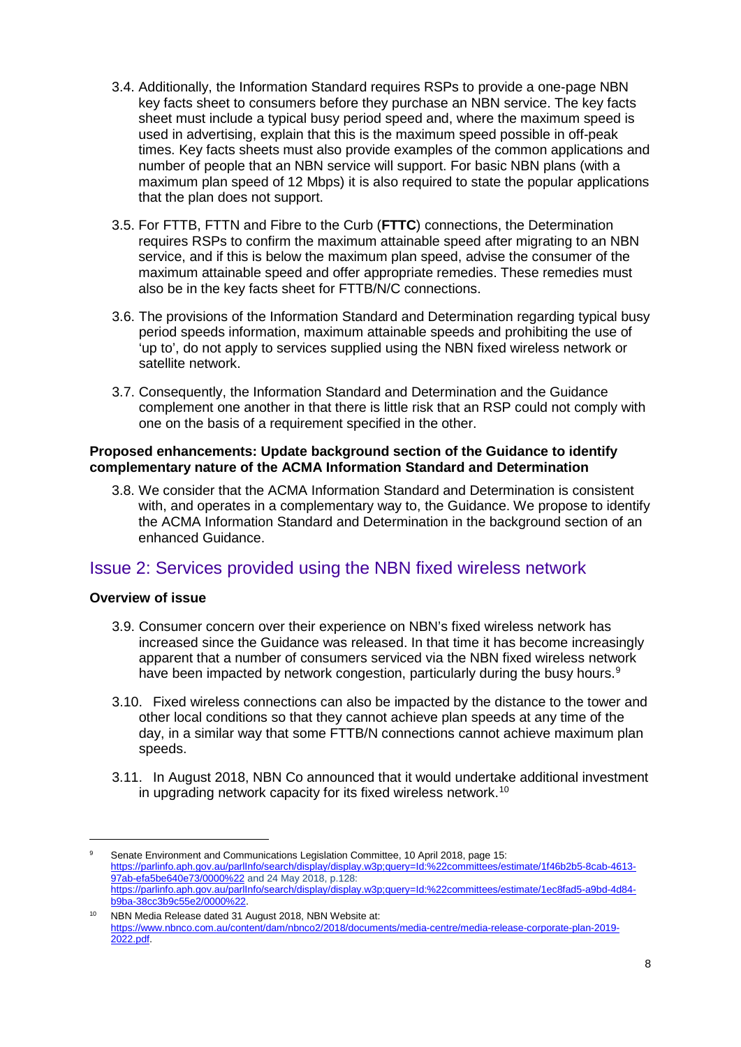3.4. Additionally, the Information Standard requires RSPs to provide a one-page NBN key facts sheet to consumers before they purchase an NBN service. The key facts sheet must include a typical busy period speed and, where the maximum speed is used in advertising, explain that this is the maximum speed possible in off-peak times. Key facts sheets must also provide examples of the common applications and number of people that an NBN service will support. For basic NBN plans (with a maximum plan speed of 12 Mbps) it is also required to state the popular applications that the plan does not support.

3.5. For FTTB, FTTN and Fibre to the Curb (**FTTC**) connections, the Determination requires RSPs to confirm the maximum attainable speed after migrating to an NBN service, and if this is below the maximum plan speed, advise the consumer of the maximum attainable speed and offer appropriate remedies. These remedies must also be in the key facts sheet for FTTB/N/C connections.

3.6. The provisions of the Information Standard and Determination regarding typical busy period speeds information, maximum attainable speeds and prohibiting the use of 'up to', do not apply to services supplied using the NBN fixed wireless network or satellite network.

3.7. Consequently, the Information Standard and Determination and the Guidance complement one another in that there is little risk that an RSP could not comply with one on the basis of a requirement specified in the other.

**Proposed enhancements: Update background section of the Guidance to identify complementary nature of the ACMA Information Standard and Determination**

3.8. We consider that the ACMA Information Standard and Determination is consistent with, and operates in a complementary way to, the Guidance. We propose to identify the ACMA Information Standard and Determination in the background section of an enhanced Guidance.

## Issue 2: Services provided using the NBN fixed wireless network

**Overview of issue**

3.9. Consumer concern over their experience on NBN's fixed wireless network has increased since the Guidance was released. In that time it has become increasingly apparent that a number of consumers serviced via the NBN fixed wireless network have been impacted by network congestion, particularly during the busy hours.[9]

3.10. Fixed wireless connections can also be impacted by the distance to the tower and other local conditions so that they cannot achieve plan speeds at any time of the day, in a similar way that some FTTB/N connections cannot achieve maximum plan speeds.

3.11. In August 2018, NBN Co announced that it would undertake additional investment in upgrading network capacity for its fixed wireless network.[10]

---

[9] Senate Environment and Communications Legislation Committee, 10 April 2018, page 15: https://parlinfo.aph.gov.au/parlInfo/search/display/display.w3p;query=Id:%22committees/estimate/1f46b2b5-8cab-4613-97ab-efa5be640e73/0000%22 and 24 May 2018, p.128: https://parlinfo.aph.gov.au/parlInfo/search/display/display.w3p;query=Id:%22committees/estimate/1ec8fad5-a9bd-4d84-b9ba-38cc3b9c55e2/0000%22.

[10] NBN Media Release dated 31 August 2018, NBN Website at: https://www.nbnco.com.au/content/dam/nbnco2/2018/documents/media-centre/media-release-corporate-plan-2019-2022.pdf.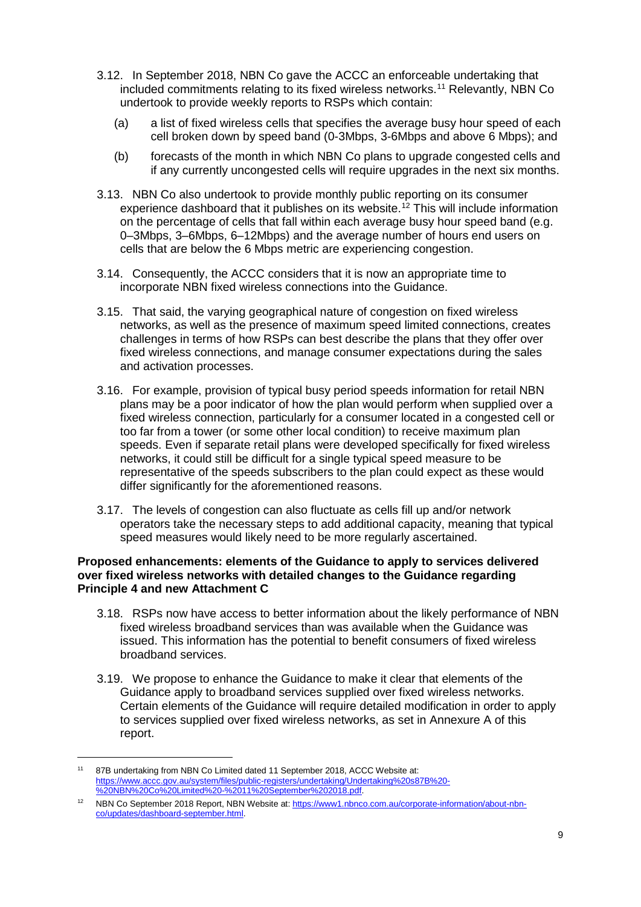3.12. In September 2018, NBN Co gave the ACCC an enforceable undertaking that included commitments relating to its fixed wireless networks.[11] Relevantly, NBN Co undertook to provide weekly reports to RSPs which contain:

(a) a list of fixed wireless cells that specifies the average busy hour speed of each cell broken down by speed band (0-3Mbps, 3-6Mbps and above 6 Mbps); and

(b) forecasts of the month in which NBN Co plans to upgrade congested cells and if any currently uncongested cells will require upgrades in the next six months.

3.13. NBN Co also undertook to provide monthly public reporting on its consumer experience dashboard that it publishes on its website.[12] This will include information on the percentage of cells that fall within each average busy hour speed band (e.g. 0–3Mbps, 3–6Mbps, 6–12Mbps) and the average number of hours end users on cells that are below the 6 Mbps metric are experiencing congestion.

3.14. Consequently, the ACCC considers that it is now an appropriate time to incorporate NBN fixed wireless connections into the Guidance.

3.15. That said, the varying geographical nature of congestion on fixed wireless networks, as well as the presence of maximum speed limited connections, creates challenges in terms of how RSPs can best describe the plans that they offer over fixed wireless connections, and manage consumer expectations during the sales and activation processes.

3.16. For example, provision of typical busy period speeds information for retail NBN plans may be a poor indicator of how the plan would perform when supplied over a fixed wireless connection, particularly for a consumer located in a congested cell or too far from a tower (or some other local condition) to receive maximum plan speeds. Even if separate retail plans were developed specifically for fixed wireless networks, it could still be difficult for a single typical speed measure to be representative of the speeds subscribers to the plan could expect as these would differ significantly for the aforementioned reasons.

3.17. The levels of congestion can also fluctuate as cells fill up and/or network operators take the necessary steps to add additional capacity, meaning that typical speed measures would likely need to be more regularly ascertained.

**Proposed enhancements: elements of the Guidance to apply to services delivered over fixed wireless networks with detailed changes to the Guidance regarding Principle 4 and new Attachment C**

3.18. RSPs now have access to better information about the likely performance of NBN fixed wireless broadband services than was available when the Guidance was issued. This information has the potential to benefit consumers of fixed wireless broadband services.

3.19. We propose to enhance the Guidance to make it clear that elements of the Guidance apply to broadband services supplied over fixed wireless networks. Certain elements of the Guidance will require detailed modification in order to apply to services supplied over fixed wireless networks, as set in Annexure A of this report.

---

[11] 87B undertaking from NBN Co Limited dated 11 September 2018, ACCC Website at: https://www.accc.gov.au/system/files/public-registers/undertaking/Undertaking%20s87B%20-%20NBN%20Co%20Limited%20-%2011%20September%202018.pdf.

[12] NBN Co September 2018 Report, NBN Website at: https://www1.nbnco.com.au/corporate-information/about-nbn-co/updates/dashboard-september.html.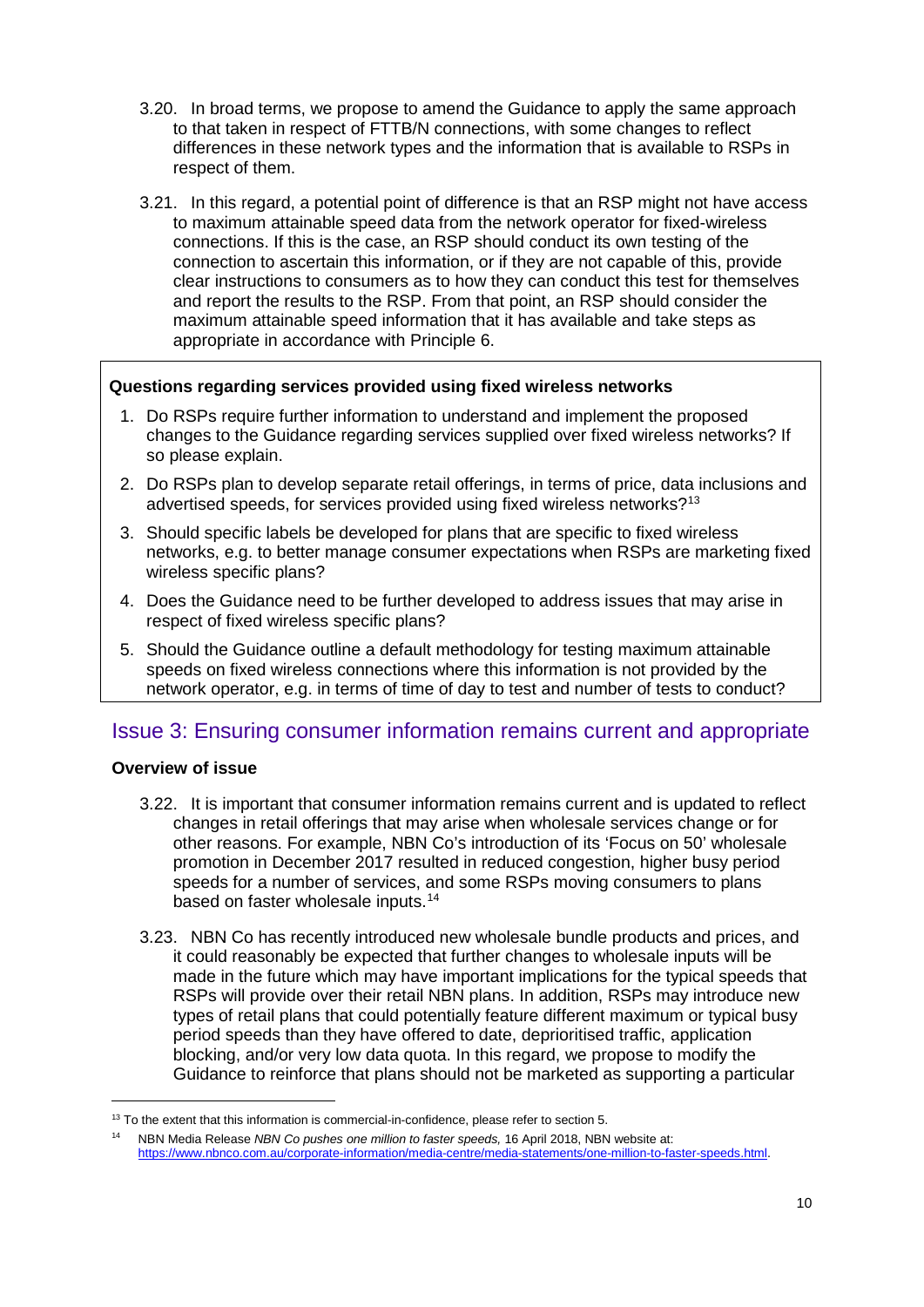3.20. In broad terms, we propose to amend the Guidance to apply the same approach to that taken in respect of FTTB/N connections, with some changes to reflect differences in these network types and the information that is available to RSPs in respect of them.

3.21. In this regard, a potential point of difference is that an RSP might not have access to maximum attainable speed data from the network operator for fixed-wireless connections. If this is the case, an RSP should conduct its own testing of the connection to ascertain this information, or if they are not capable of this, provide clear instructions to consumers as to how they can conduct this test for themselves and report the results to the RSP. From that point, an RSP should consider the maximum attainable speed information that it has available and take steps as appropriate in accordance with Principle 6.

**Questions regarding services provided using fixed wireless networks**

1. Do RSPs require further information to understand and implement the proposed changes to the Guidance regarding services supplied over fixed wireless networks? If so please explain.
2. Do RSPs plan to develop separate retail offerings, in terms of price, data inclusions and advertised speeds, for services provided using fixed wireless networks?[13]
3. Should specific labels be developed for plans that are specific to fixed wireless networks, e.g. to better manage consumer expectations when RSPs are marketing fixed wireless specific plans?
4. Does the Guidance need to be further developed to address issues that may arise in respect of fixed wireless specific plans?
5. Should the Guidance outline a default methodology for testing maximum attainable speeds on fixed wireless connections where this information is not provided by the network operator, e.g. in terms of time of day to test and number of tests to conduct?

## Issue 3: Ensuring consumer information remains current and appropriate

**Overview of issue**

3.22. It is important that consumer information remains current and is updated to reflect changes in retail offerings that may arise when wholesale services change or for other reasons. For example, NBN Co's introduction of its 'Focus on 50' wholesale promotion in December 2017 resulted in reduced congestion, higher busy period speeds for a number of services, and some RSPs moving consumers to plans based on faster wholesale inputs.[14]

3.23. NBN Co has recently introduced new wholesale bundle products and prices, and it could reasonably be expected that further changes to wholesale inputs will be made in the future which may have important implications for the typical speeds that RSPs will provide over their retail NBN plans. In addition, RSPs may introduce new types of retail plans that could potentially feature different maximum or typical busy period speeds than they have offered to date, deprioritised traffic, application blocking, and/or very low data quota. In this regard, we propose to modify the Guidance to reinforce that plans should not be marketed as supporting a particular

[13] To the extent that this information is commercial-in-confidence, please refer to section 5.

[14] NBN Media Release *NBN Co pushes one million to faster speeds,* 16 April 2018, NBN website at: https://www.nbnco.com.au/corporate-information/media-centre/media-statements/one-million-to-faster-speeds.html.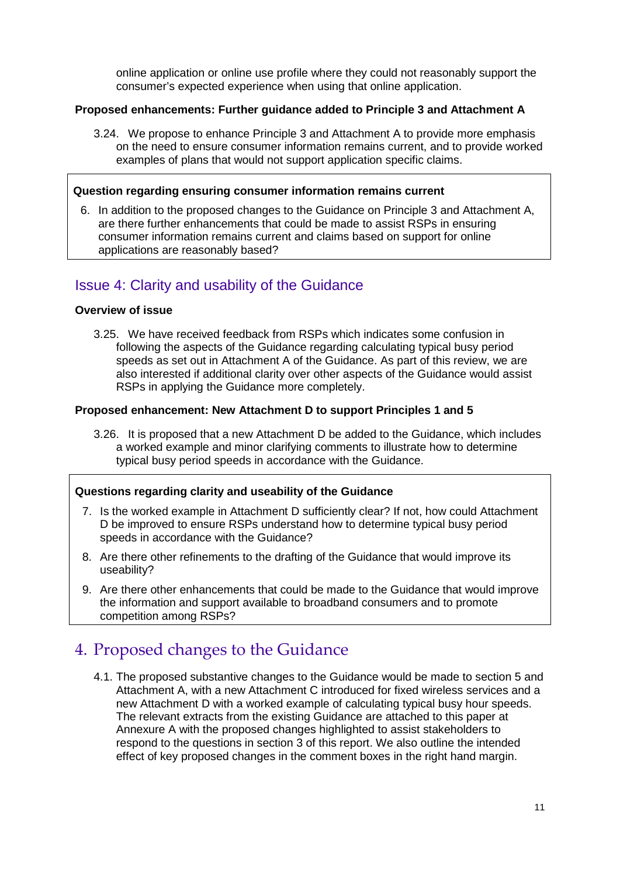online application or online use profile where they could not reasonably support the consumer's expected experience when using that online application.

**Proposed enhancements: Further guidance added to Principle 3 and Attachment A**

3.24. We propose to enhance Principle 3 and Attachment A to provide more emphasis on the need to ensure consumer information remains current, and to provide worked examples of plans that would not support application specific claims.

> **Question regarding ensuring consumer information remains current**
>
> 6. In addition to the proposed changes to the Guidance on Principle 3 and Attachment A, are there further enhancements that could be made to assist RSPs in ensuring consumer information remains current and claims based on support for online applications are reasonably based?

## Issue 4: Clarity and usability of the Guidance

**Overview of issue**

3.25. We have received feedback from RSPs which indicates some confusion in following the aspects of the Guidance regarding calculating typical busy period speeds as set out in Attachment A of the Guidance. As part of this review, we are also interested if additional clarity over other aspects of the Guidance would assist RSPs in applying the Guidance more completely.

**Proposed enhancement: New Attachment D to support Principles 1 and 5**

3.26. It is proposed that a new Attachment D be added to the Guidance, which includes a worked example and minor clarifying comments to illustrate how to determine typical busy period speeds in accordance with the Guidance.

> **Questions regarding clarity and useability of the Guidance**
>
> 7. Is the worked example in Attachment D sufficiently clear? If not, how could Attachment D be improved to ensure RSPs understand how to determine typical busy period speeds in accordance with the Guidance?
> 8. Are there other refinements to the drafting of the Guidance that would improve its useability?
> 9. Are there other enhancements that could be made to the Guidance that would improve the information and support available to broadband consumers and to promote competition among RSPs?

# 4. Proposed changes to the Guidance

4.1. The proposed substantive changes to the Guidance would be made to section 5 and Attachment A, with a new Attachment C introduced for fixed wireless services and a new Attachment D with a worked example of calculating typical busy hour speeds. The relevant extracts from the existing Guidance are attached to this paper at Annexure A with the proposed changes highlighted to assist stakeholders to respond to the questions in section 3 of this report. We also outline the intended effect of key proposed changes in the comment boxes in the right hand margin.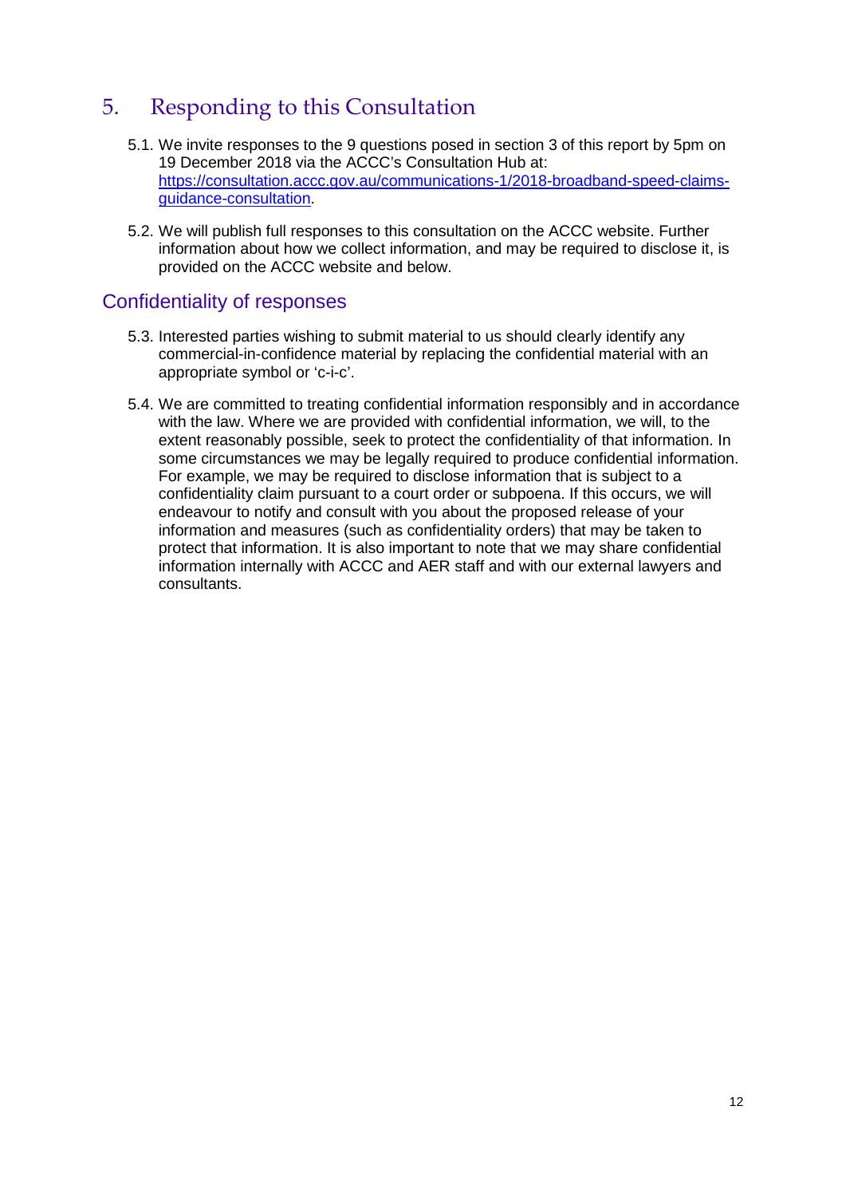# 5. Responding to this Consultation

5.1. We invite responses to the 9 questions posed in section 3 of this report by 5pm on 19 December 2018 via the ACCC's Consultation Hub at: [https://consultation.accc.gov.au/communications-1/2018-broadband-speed-claims-guidance-consultation](https://consultation.accc.gov.au/communications-1/2018-broadband-speed-claims-guidance-consultation).

5.2. We will publish full responses to this consultation on the ACCC website. Further information about how we collect information, and may be required to disclose it, is provided on the ACCC website and below.

## Confidentiality of responses

5.3. Interested parties wishing to submit material to us should clearly identify any commercial-in-confidence material by replacing the confidential material with an appropriate symbol or 'c-i-c'.

5.4. We are committed to treating confidential information responsibly and in accordance with the law. Where we are provided with confidential information, we will, to the extent reasonably possible, seek to protect the confidentiality of that information. In some circumstances we may be legally required to produce confidential information. For example, we may be required to disclose information that is subject to a confidentiality claim pursuant to a court order or subpoena. If this occurs, we will endeavour to notify and consult with you about the proposed release of your information and measures (such as confidentiality orders) that may be taken to protect that information. It is also important to note that we may share confidential information internally with ACCC and AER staff and with our external lawyers and consultants.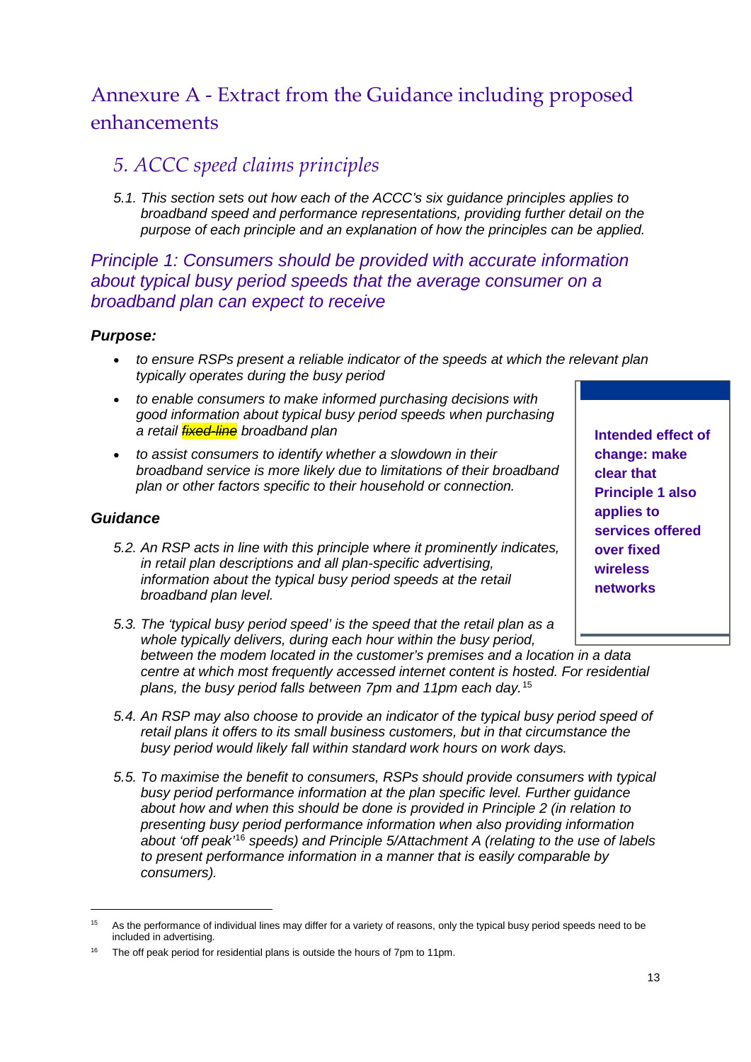# Annexure A - Extract from the Guidance including proposed enhancements

## *5. ACCC speed claims principles*

*5.1. This section sets out how each of the ACCC's six guidance principles applies to broadband speed and performance representations, providing further detail on the purpose of each principle and an explanation of how the principles can be applied.*

### *Principle 1: Consumers should be provided with accurate information about typical busy period speeds that the average consumer on a broadband plan can expect to receive*

***Purpose:***

- *to ensure RSPs present a reliable indicator of the speeds at which the relevant plan typically operates during the busy period*
- *to enable consumers to make informed purchasing decisions with good information about typical busy period speeds when purchasing a retail ~~fixed-line~~ broadband plan*
- *to assist consumers to identify whether a slowdown in their broadband service is more likely due to limitations of their broadband plan or other factors specific to their household or connection.*

> **Intended effect of change: make clear that Principle 1 also applies to services offered over fixed wireless networks**

***Guidance***

*5.2. An RSP acts in line with this principle where it prominently indicates, in retail plan descriptions and all plan-specific advertising, information about the typical busy period speeds at the retail broadband plan level.*

*5.3. The 'typical busy period speed' is the speed that the retail plan as a whole typically delivers, during each hour within the busy period, between the modem located in the customer's premises and a location in a data centre at which most frequently accessed internet content is hosted. For residential plans, the busy period falls between 7pm and 11pm each day.*[15]

*5.4. An RSP may also choose to provide an indicator of the typical busy period speed of retail plans it offers to its small business customers, but in that circumstance the busy period would likely fall within standard work hours on work days.*

*5.5. To maximise the benefit to consumers, RSPs should provide consumers with typical busy period performance information at the plan specific level. Further guidance about how and when this should be done is provided in Principle 2 (in relation to presenting busy period performance information when also providing information about 'off peak'*[16] *speeds) and Principle 5/Attachment A (relating to the use of labels to present performance information in a manner that is easily comparable by consumers).*

---

[15] As the performance of individual lines may differ for a variety of reasons, only the typical busy period speeds need to be included in advertising.

[16] The off peak period for residential plans is outside the hours of 7pm to 11pm.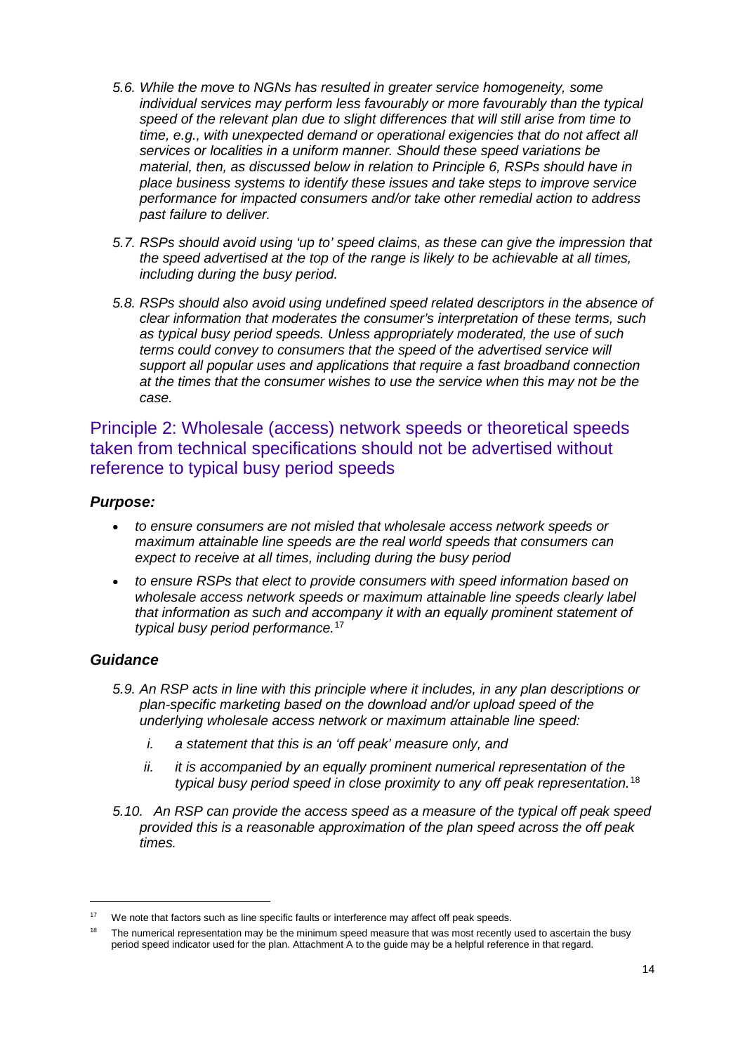*5.6. While the move to NGNs has resulted in greater service homogeneity, some individual services may perform less favourably or more favourably than the typical speed of the relevant plan due to slight differences that will still arise from time to time, e.g., with unexpected demand or operational exigencies that do not affect all services or localities in a uniform manner. Should these speed variations be material, then, as discussed below in relation to Principle 6, RSPs should have in place business systems to identify these issues and take steps to improve service performance for impacted consumers and/or take other remedial action to address past failure to deliver.*

*5.7. RSPs should avoid using 'up to' speed claims, as these can give the impression that the speed advertised at the top of the range is likely to be achievable at all times, including during the busy period.*

*5.8. RSPs should also avoid using undefined speed related descriptors in the absence of clear information that moderates the consumer's interpretation of these terms, such as typical busy period speeds. Unless appropriately moderated, the use of such terms could convey to consumers that the speed of the advertised service will support all popular uses and applications that require a fast broadband connection at the times that the consumer wishes to use the service when this may not be the case.*

## Principle 2: Wholesale (access) network speeds or theoretical speeds taken from technical specifications should not be advertised without reference to typical busy period speeds

### *Purpose:*

- *to ensure consumers are not misled that wholesale access network speeds or maximum attainable line speeds are the real world speeds that consumers can expect to receive at all times, including during the busy period*
- *to ensure RSPs that elect to provide consumers with speed information based on wholesale access network speeds or maximum attainable line speeds clearly label that information as such and accompany it with an equally prominent statement of typical busy period performance.*[17]

### *Guidance*

*5.9. An RSP acts in line with this principle where it includes, in any plan descriptions or plan-specific marketing based on the download and/or upload speed of the underlying wholesale access network or maximum attainable line speed:*

*i. a statement that this is an 'off peak' measure only, and*

*ii. it is accompanied by an equally prominent numerical representation of the typical busy period speed in close proximity to any off peak representation.*[18]

*5.10. An RSP can provide the access speed as a measure of the typical off peak speed provided this is a reasonable approximation of the plan speed across the off peak times.*

---

[17] We note that factors such as line specific faults or interference may affect off peak speeds.

[18] The numerical representation may be the minimum speed measure that was most recently used to ascertain the busy period speed indicator used for the plan. Attachment A to the guide may be a helpful reference in that regard.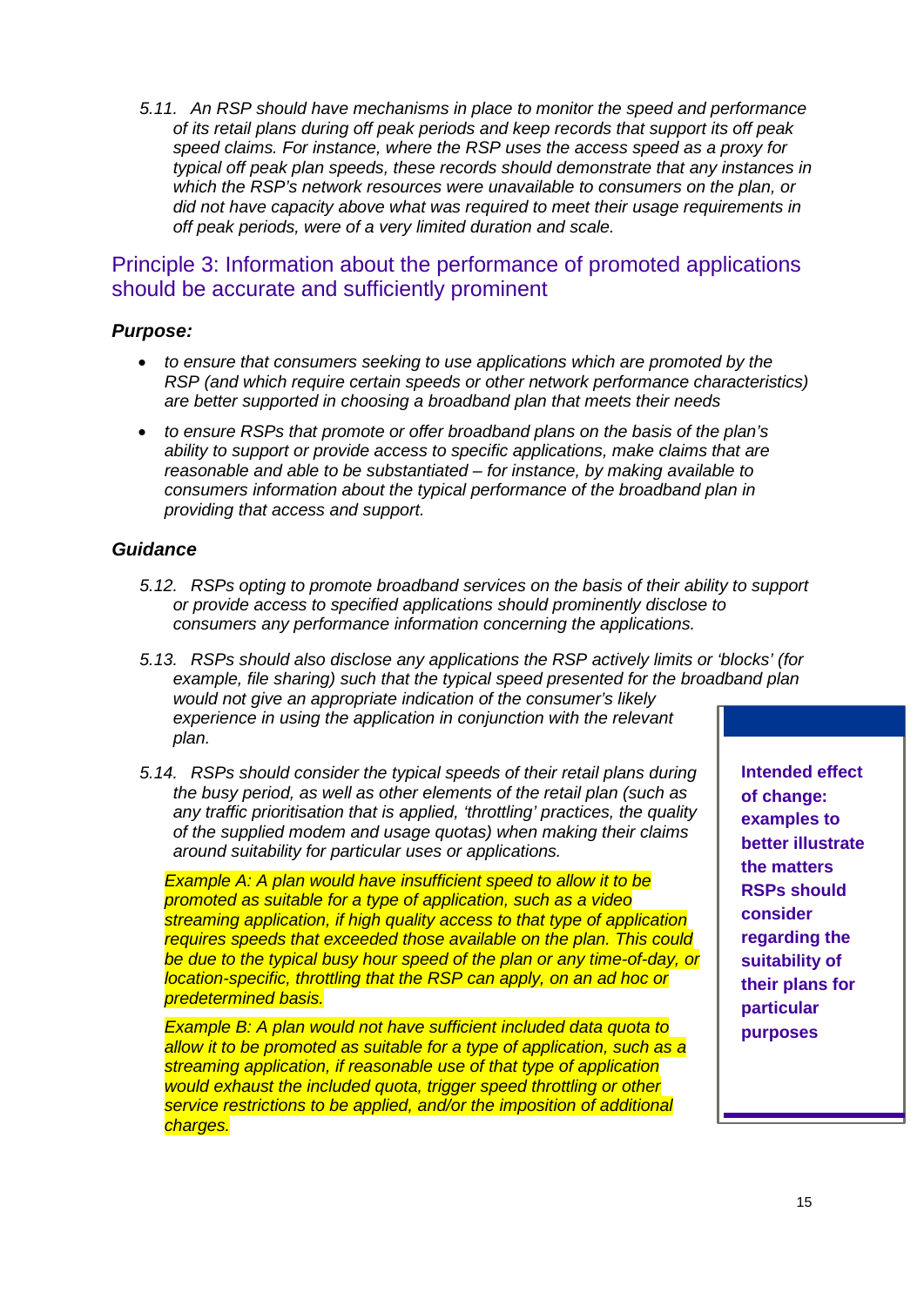*5.11. An RSP should have mechanisms in place to monitor the speed and performance of its retail plans during off peak periods and keep records that support its off peak speed claims. For instance, where the RSP uses the access speed as a proxy for typical off peak plan speeds, these records should demonstrate that any instances in which the RSP's network resources were unavailable to consumers on the plan, or did not have capacity above what was required to meet their usage requirements in off peak periods, were of a very limited duration and scale.*

## Principle 3: Information about the performance of promoted applications should be accurate and sufficiently prominent

### *Purpose:*

- *to ensure that consumers seeking to use applications which are promoted by the RSP (and which require certain speeds or other network performance characteristics) are better supported in choosing a broadband plan that meets their needs*
- *to ensure RSPs that promote or offer broadband plans on the basis of the plan's ability to support or provide access to specific applications, make claims that are reasonable and able to be substantiated – for instance, by making available to consumers information about the typical performance of the broadband plan in providing that access and support.*

### *Guidance*

*5.12. RSPs opting to promote broadband services on the basis of their ability to support or provide access to specified applications should prominently disclose to consumers any performance information concerning the applications.*

*5.13. RSPs should also disclose any applications the RSP actively limits or 'blocks' (for example, file sharing) such that the typical speed presented for the broadband plan would not give an appropriate indication of the consumer's likely experience in using the application in conjunction with the relevant plan.*

*5.14. RSPs should consider the typical speeds of their retail plans during the busy period, as well as other elements of the retail plan (such as any traffic prioritisation that is applied, 'throttling' practices, the quality of the supplied modem and usage quotas) when making their claims around suitability for particular uses or applications.*

*Example A: A plan would have insufficient speed to allow it to be promoted as suitable for a type of application, such as a video streaming application, if high quality access to that type of application requires speeds that exceeded those available on the plan. This could be due to the typical busy hour speed of the plan or any time-of-day, or location-specific, throttling that the RSP can apply, on an ad hoc or predetermined basis.*

*Example B: A plan would not have sufficient included data quota to allow it to be promoted as suitable for a type of application, such as a streaming application, if reasonable use of that type of application would exhaust the included quota, trigger speed throttling or other service restrictions to be applied, and/or the imposition of additional charges.*

**Intended effect of change: examples to better illustrate the matters RSPs should consider regarding the suitability of their plans for particular purposes**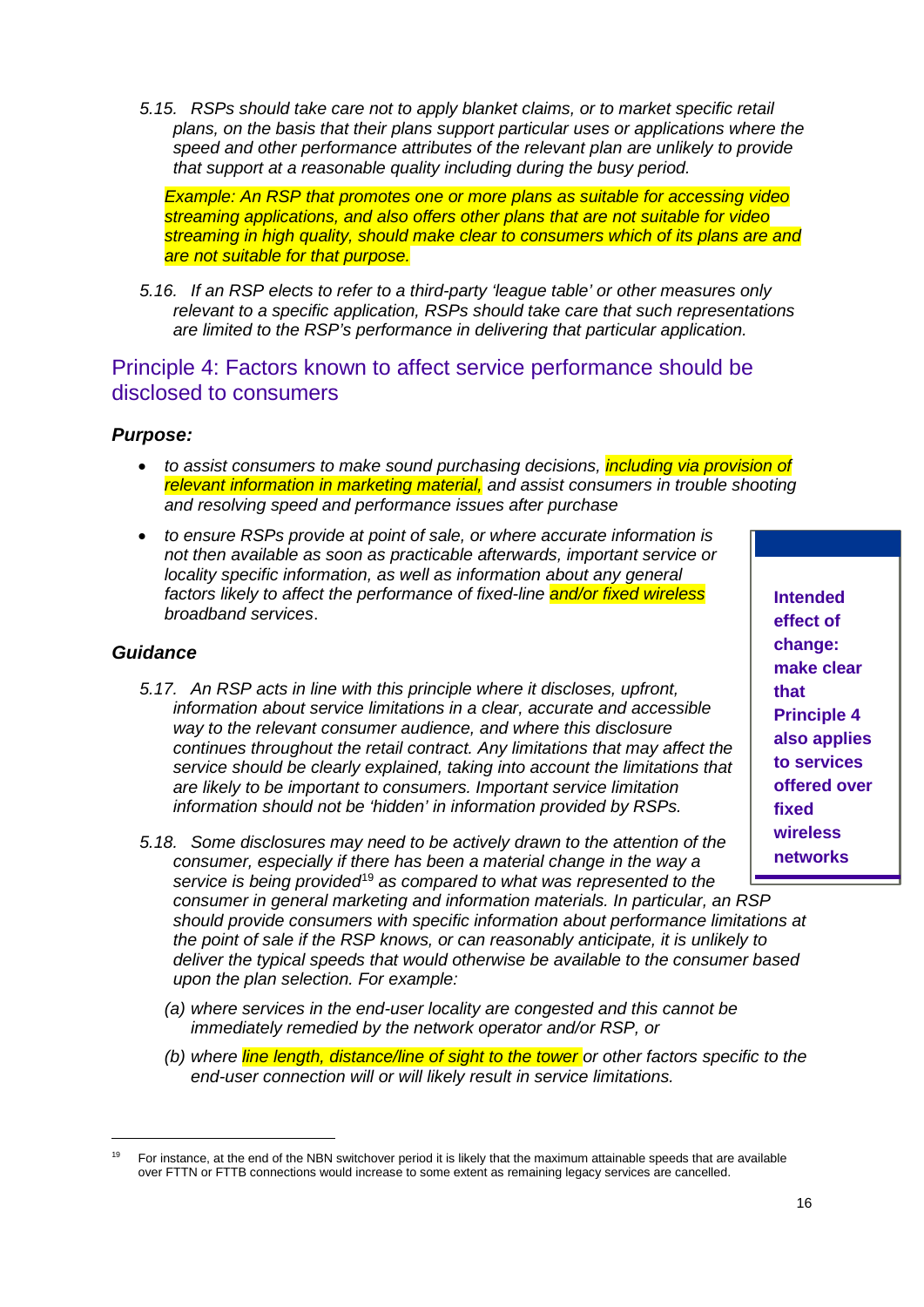*5.15. RSPs should take care not to apply blanket claims, or to market specific retail plans, on the basis that their plans support particular uses or applications where the speed and other performance attributes of the relevant plan are unlikely to provide that support at a reasonable quality including during the busy period.*

*Example: An RSP that promotes one or more plans as suitable for accessing video streaming applications, and also offers other plans that are not suitable for video streaming in high quality, should make clear to consumers which of its plans are and are not suitable for that purpose.*

*5.16. If an RSP elects to refer to a third-party 'league table' or other measures only relevant to a specific application, RSPs should take care that such representations are limited to the RSP's performance in delivering that particular application.*

## Principle 4: Factors known to affect service performance should be disclosed to consumers

### *Purpose:*

- *to assist consumers to make sound purchasing decisions, including via provision of relevant information in marketing material, and assist consumers in trouble shooting and resolving speed and performance issues after purchase*
- *to ensure RSPs provide at point of sale, or where accurate information is not then available as soon as practicable afterwards, important service or locality specific information, as well as information about any general factors likely to affect the performance of fixed-line and/or fixed wireless broadband services.*

**Intended effect of change: make clear that Principle 4 also applies to services offered over fixed wireless networks**

### *Guidance*

*5.17. An RSP acts in line with this principle where it discloses, upfront, information about service limitations in a clear, accurate and accessible way to the relevant consumer audience, and where this disclosure continues throughout the retail contract. Any limitations that may affect the service should be clearly explained, taking into account the limitations that are likely to be important to consumers. Important service limitation information should not be 'hidden' in information provided by RSPs.*

*5.18. Some disclosures may need to be actively drawn to the attention of the consumer, especially if there has been a material change in the way a service is being provided[19] as compared to what was represented to the consumer in general marketing and information materials. In particular, an RSP should provide consumers with specific information about performance limitations at the point of sale if the RSP knows, or can reasonably anticipate, it is unlikely to deliver the typical speeds that would otherwise be available to the consumer based upon the plan selection. For example:*

*(a) where services in the end-user locality are congested and this cannot be immediately remedied by the network operator and/or RSP, or*

*(b) where line length, distance/line of sight to the tower or other factors specific to the end-user connection will or will likely result in service limitations.*

[19] For instance, at the end of the NBN switchover period it is likely that the maximum attainable speeds that are available over FTTN or FTTB connections would increase to some extent as remaining legacy services are cancelled.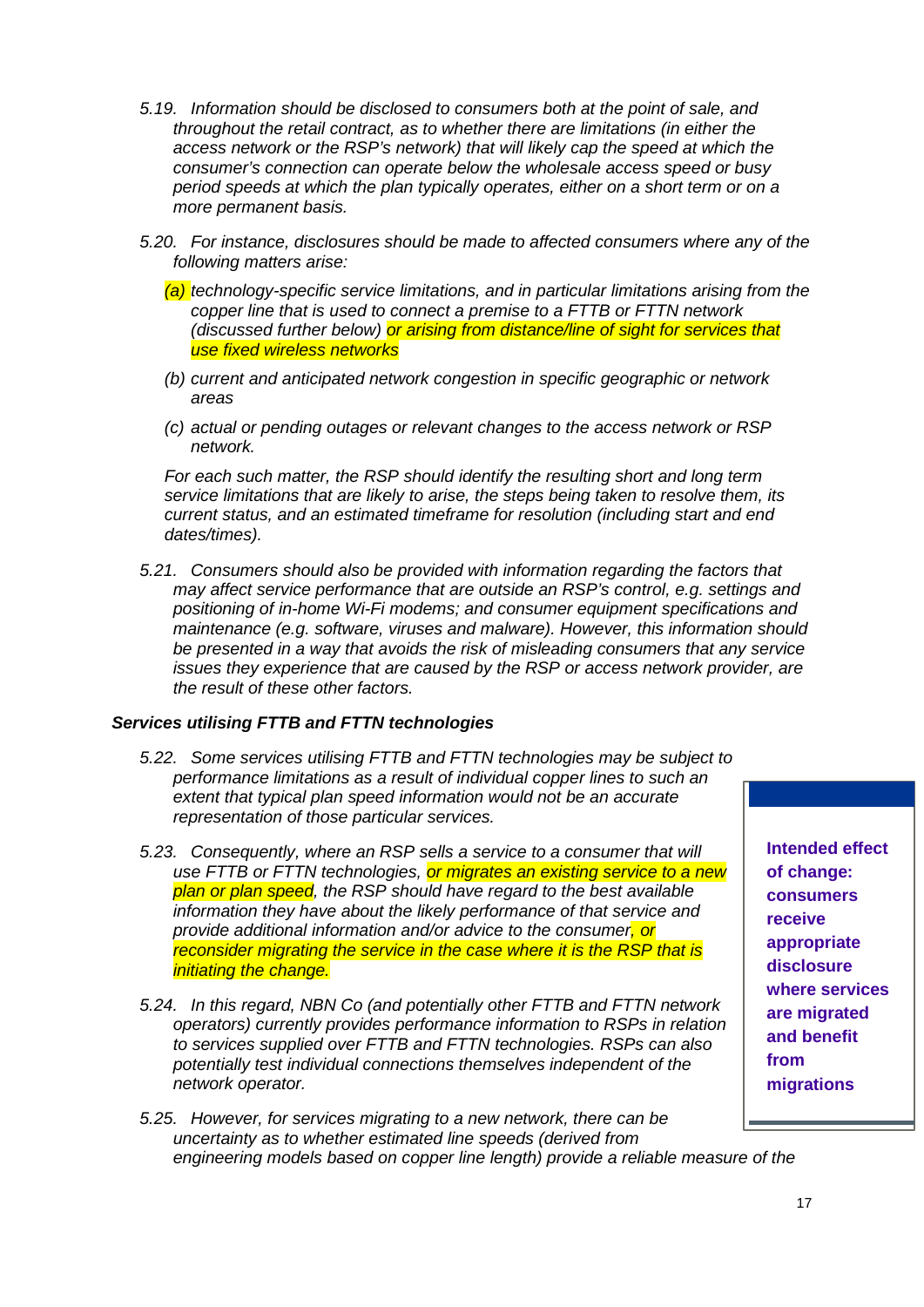*5.19. Information should be disclosed to consumers both at the point of sale, and throughout the retail contract, as to whether there are limitations (in either the access network or the RSP's network) that will likely cap the speed at which the consumer's connection can operate below the wholesale access speed or busy period speeds at which the plan typically operates, either on a short term or on a more permanent basis.*

*5.20. For instance, disclosures should be made to affected consumers where any of the following matters arise:*

- *(a) technology-specific service limitations, and in particular limitations arising from the copper line that is used to connect a premise to a FTTB or FTTN network (discussed further below) or arising from distance/line of sight for services that use fixed wireless networks*
- *(b) current and anticipated network congestion in specific geographic or network areas*
- *(c) actual or pending outages or relevant changes to the access network or RSP network.*

*For each such matter, the RSP should identify the resulting short and long term service limitations that are likely to arise, the steps being taken to resolve them, its current status, and an estimated timeframe for resolution (including start and end dates/times).*

*5.21. Consumers should also be provided with information regarding the factors that may affect service performance that are outside an RSP's control, e.g. settings and positioning of in-home Wi-Fi modems; and consumer equipment specifications and maintenance (e.g. software, viruses and malware). However, this information should be presented in a way that avoids the risk of misleading consumers that any service issues they experience that are caused by the RSP or access network provider, are the result of these other factors.*

***Services utilising FTTB and FTTN technologies***

*5.22. Some services utilising FTTB and FTTN technologies may be subject to performance limitations as a result of individual copper lines to such an extent that typical plan speed information would not be an accurate representation of those particular services.*

*5.23. Consequently, where an RSP sells a service to a consumer that will use FTTB or FTTN technologies, or migrates an existing service to a new plan or plan speed, the RSP should have regard to the best available information they have about the likely performance of that service and provide additional information and/or advice to the consumer, or reconsider migrating the service in the case where it is the RSP that is initiating the change.*

**Intended effect of change: consumers receive appropriate disclosure where services are migrated and benefit from migrations**

*5.24. In this regard, NBN Co (and potentially other FTTB and FTTN network operators) currently provides performance information to RSPs in relation to services supplied over FTTB and FTTN technologies. RSPs can also potentially test individual connections themselves independent of the network operator.*

*5.25. However, for services migrating to a new network, there can be uncertainty as to whether estimated line speeds (derived from engineering models based on copper line length) provide a reliable measure of the*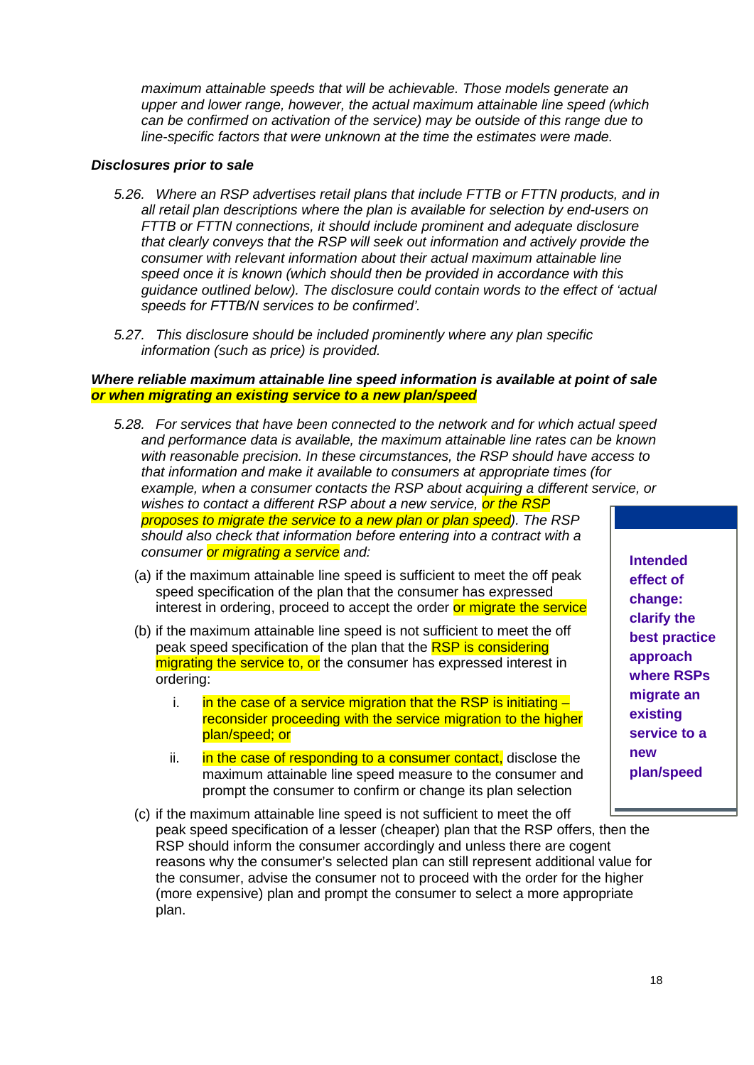*maximum attainable speeds that will be achievable. Those models generate an upper and lower range, however, the actual maximum attainable line speed (which can be confirmed on activation of the service) may be outside of this range due to line-specific factors that were unknown at the time the estimates were made.*

***Disclosures prior to sale***

*5.26. Where an RSP advertises retail plans that include FTTB or FTTN products, and in all retail plan descriptions where the plan is available for selection by end-users on FTTB or FTTN connections, it should include prominent and adequate disclosure that clearly conveys that the RSP will seek out information and actively provide the consumer with relevant information about their actual maximum attainable line speed once it is known (which should then be provided in accordance with this guidance outlined below). The disclosure could contain words to the effect of 'actual speeds for FTTB/N services to be confirmed'.*

*5.27. This disclosure should be included prominently where any plan specific information (such as price) is provided.*

***Where reliable maximum attainable line speed information is available at point of sale or when migrating an existing service to a new plan/speed***

*5.28. For services that have been connected to the network and for which actual speed and performance data is available, the maximum attainable line rates can be known with reasonable precision. In these circumstances, the RSP should have access to that information and make it available to consumers at appropriate times (for example, when a consumer contacts the RSP about acquiring a different service, or wishes to contact a different RSP about a new service, or the RSP proposes to migrate the service to a new plan or plan speed). The RSP should also check that information before entering into a contract with a consumer or migrating a service and:*

(a) if the maximum attainable line speed is sufficient to meet the off peak speed specification of the plan that the consumer has expressed interest in ordering, proceed to accept the order or migrate the service

(b) if the maximum attainable line speed is not sufficient to meet the off peak speed specification of the plan that the RSP is considering migrating the service to, or the consumer has expressed interest in ordering:

   i. in the case of a service migration that the RSP is initiating – reconsider proceeding with the service migration to the higher plan/speed; or

   ii. in the case of responding to a consumer contact, disclose the maximum attainable line speed measure to the consumer and prompt the consumer to confirm or change its plan selection

(c) if the maximum attainable line speed is not sufficient to meet the off peak speed specification of a lesser (cheaper) plan that the RSP offers, then the RSP should inform the consumer accordingly and unless there are cogent reasons why the consumer's selected plan can still represent additional value for the consumer, advise the consumer not to proceed with the order for the higher (more expensive) plan and prompt the consumer to select a more appropriate plan.

**Intended effect of change: clarify the best practice approach where RSPs migrate an existing service to a new plan/speed**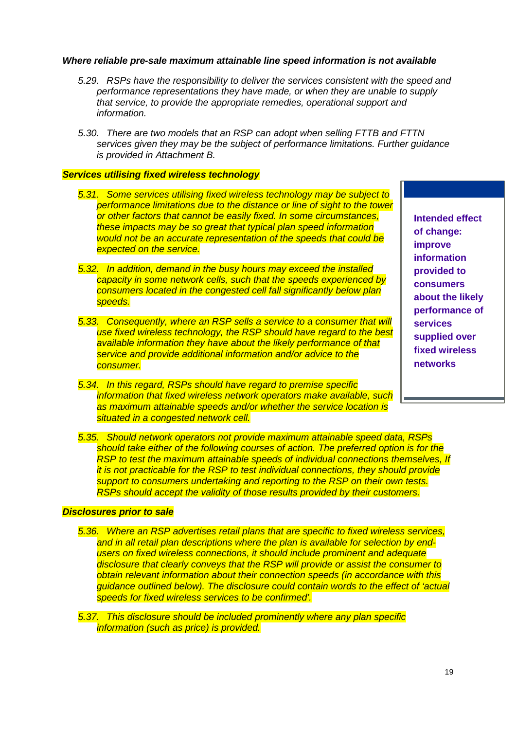***Where reliable pre-sale maximum attainable line speed information is not available***

*5.29. RSPs have the responsibility to deliver the services consistent with the speed and performance representations they have made, or when they are unable to supply that service, to provide the appropriate remedies, operational support and information.*

*5.30. There are two models that an RSP can adopt when selling FTTB and FTTN services given they may be the subject of performance limitations. Further guidance is provided in Attachment B.*

***Services utilising fixed wireless technology***

*5.31. Some services utilising fixed wireless technology may be subject to performance limitations due to the distance or line of sight to the tower or other factors that cannot be easily fixed. In some circumstances, these impacts may be so great that typical plan speed information would not be an accurate representation of the speeds that could be expected on the service.*

*5.32. In addition, demand in the busy hours may exceed the installed capacity in some network cells, such that the speeds experienced by consumers located in the congested cell fall significantly below plan speeds.*

*5.33. Consequently, where an RSP sells a service to a consumer that will use fixed wireless technology, the RSP should have regard to the best available information they have about the likely performance of that service and provide additional information and/or advice to the consumer.*

*5.34. In this regard, RSPs should have regard to premise specific information that fixed wireless network operators make available, such as maximum attainable speeds and/or whether the service location is situated in a congested network cell.*

**Intended effect of change: improve information provided to consumers about the likely performance of services supplied over fixed wireless networks**

*5.35. Should network operators not provide maximum attainable speed data, RSPs should take either of the following courses of action. The preferred option is for the RSP to test the maximum attainable speeds of individual connections themselves, If it is not practicable for the RSP to test individual connections, they should provide support to consumers undertaking and reporting to the RSP on their own tests. RSPs should accept the validity of those results provided by their customers.*

***Disclosures prior to sale***

*5.36. Where an RSP advertises retail plans that are specific to fixed wireless services, and in all retail plan descriptions where the plan is available for selection by end-users on fixed wireless connections, it should include prominent and adequate disclosure that clearly conveys that the RSP will provide or assist the consumer to obtain relevant information about their connection speeds (in accordance with this guidance outlined below). The disclosure could contain words to the effect of 'actual speeds for fixed wireless services to be confirmed'.*

*5.37. This disclosure should be included prominently where any plan specific information (such as price) is provided.*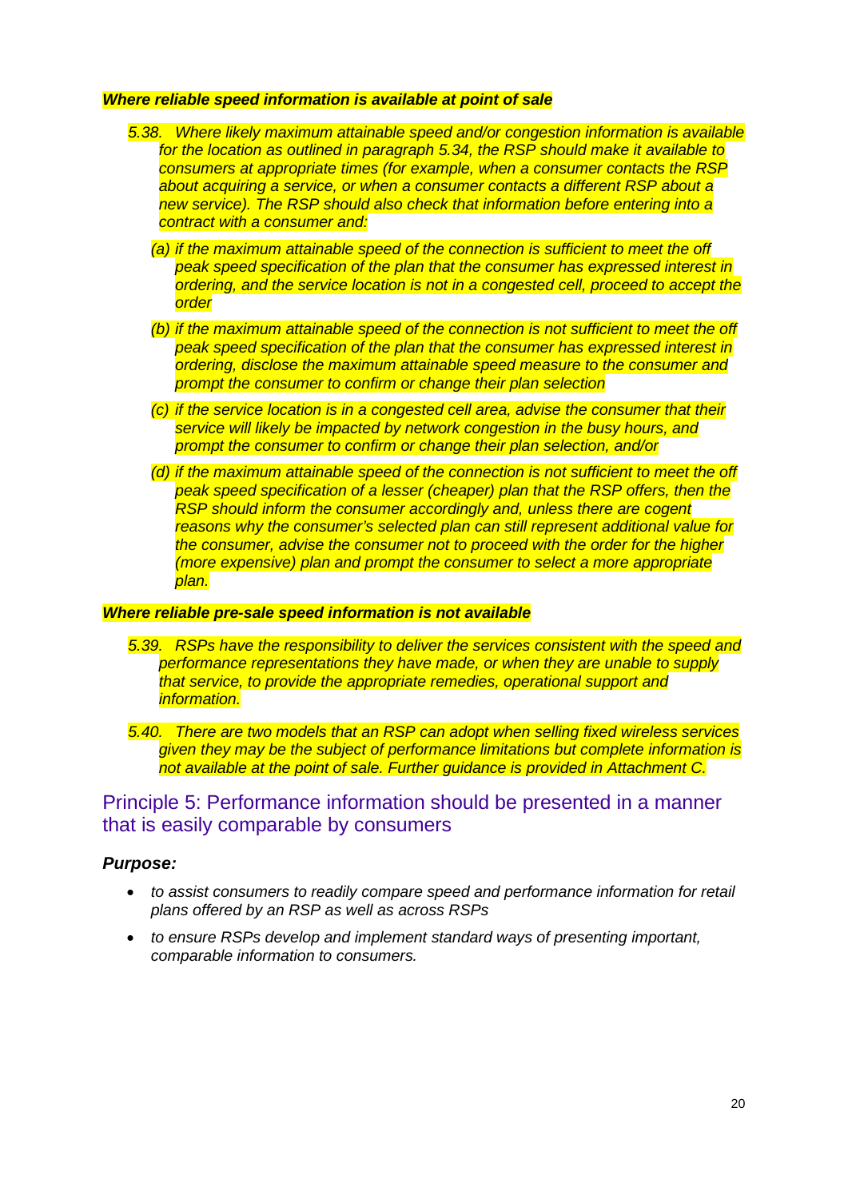***Where reliable speed information is available at point of sale***

*5.38. Where likely maximum attainable speed and/or congestion information is available for the location as outlined in paragraph 5.34, the RSP should make it available to consumers at appropriate times (for example, when a consumer contacts the RSP about acquiring a service, or when a consumer contacts a different RSP about a new service). The RSP should also check that information before entering into a contract with a consumer and:*

*(a) if the maximum attainable speed of the connection is sufficient to meet the off peak speed specification of the plan that the consumer has expressed interest in ordering, and the service location is not in a congested cell, proceed to accept the order*

*(b) if the maximum attainable speed of the connection is not sufficient to meet the off peak speed specification of the plan that the consumer has expressed interest in ordering, disclose the maximum attainable speed measure to the consumer and prompt the consumer to confirm or change their plan selection*

*(c) if the service location is in a congested cell area, advise the consumer that their service will likely be impacted by network congestion in the busy hours, and prompt the consumer to confirm or change their plan selection, and/or*

*(d) if the maximum attainable speed of the connection is not sufficient to meet the off peak speed specification of a lesser (cheaper) plan that the RSP offers, then the RSP should inform the consumer accordingly and, unless there are cogent reasons why the consumer's selected plan can still represent additional value for the consumer, advise the consumer not to proceed with the order for the higher (more expensive) plan and prompt the consumer to select a more appropriate plan.*

***Where reliable pre-sale speed information is not available***

*5.39. RSPs have the responsibility to deliver the services consistent with the speed and performance representations they have made, or when they are unable to supply that service, to provide the appropriate remedies, operational support and information.*

*5.40. There are two models that an RSP can adopt when selling fixed wireless services given they may be the subject of performance limitations but complete information is not available at the point of sale. Further guidance is provided in Attachment C.*

## Principle 5: Performance information should be presented in a manner that is easily comparable by consumers

***Purpose:***

- *to assist consumers to readily compare speed and performance information for retail plans offered by an RSP as well as across RSPs*
- *to ensure RSPs develop and implement standard ways of presenting important, comparable information to consumers.*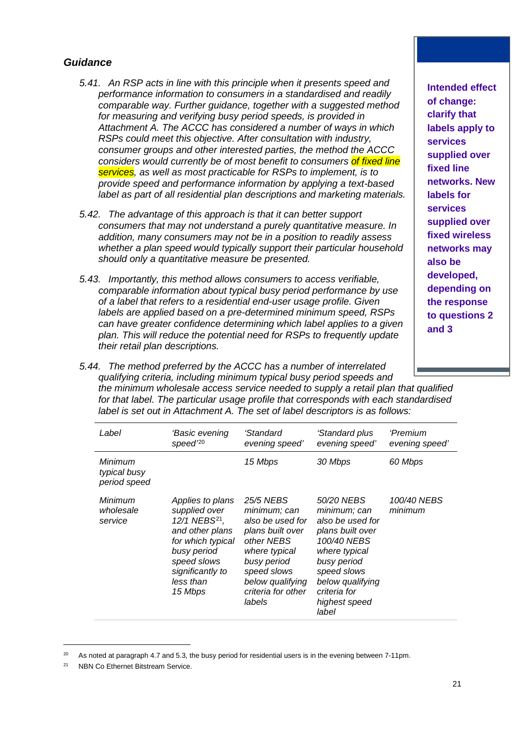### *Guidance*

*5.41. An RSP acts in line with this principle when it presents speed and performance information to consumers in a standardised and readily comparable way. Further guidance, together with a suggested method for measuring and verifying busy period speeds, is provided in Attachment A. The ACCC has considered a number of ways in which RSPs could meet this objective. After consultation with industry, consumer groups and other interested parties, the method the ACCC considers would currently be of most benefit to consumers of fixed line services, as well as most practicable for RSPs to implement, is to provide speed and performance information by applying a text-based label as part of all residential plan descriptions and marketing materials.*

*5.42. The advantage of this approach is that it can better support consumers that may not understand a purely quantitative measure. In addition, many consumers may not be in a position to readily assess whether a plan speed would typically support their particular household should only a quantitative measure be presented.*

*5.43. Importantly, this method allows consumers to access verifiable, comparable information about typical busy period performance by use of a label that refers to a residential end-user usage profile. Given labels are applied based on a pre-determined minimum speed, RSPs can have greater confidence determining which label applies to a given plan. This will reduce the potential need for RSPs to frequently update their retail plan descriptions.*

**Intended effect of change: clarify that labels apply to services supplied over fixed line networks. New labels for services supplied over fixed wireless networks may also be developed, depending on the response to questions 2 and 3**

*5.44. The method preferred by the ACCC has a number of interrelated qualifying criteria, including minimum typical busy period speeds and the minimum wholesale access service needed to supply a retail plan that qualified for that label. The particular usage profile that corresponds with each standardised label is set out in Attachment A. The set of label descriptors is as follows:*

| *Label* | *'Basic evening speed'*[20] | *'Standard evening speed'* | *'Standard plus evening speed'* | *'Premium evening speed'* |
|---|---|---|---|---|
| *Minimum typical busy period speed* | | *15 Mbps* | *30 Mbps* | *60 Mbps* |
| *Minimum wholesale service* | *Applies to plans supplied over 12/1 NEBS*[21]*, and other plans for which typical busy period speed slows significantly to less than 15 Mbps* | *25/5 NEBS minimum; can also be used for plans built over other NEBS where typical busy period speed slows below qualifying criteria for other labels* | *50/20 NEBS minimum; can also be used for plans built over 100/40 NEBS where typical busy period speed slows below qualifying criteria for highest speed label* | *100/40 NEBS minimum* |

[20] As noted at paragraph 4.7 and 5.3, the busy period for residential users is in the evening between 7-11pm.

[21] NBN Co Ethernet Bitstream Service.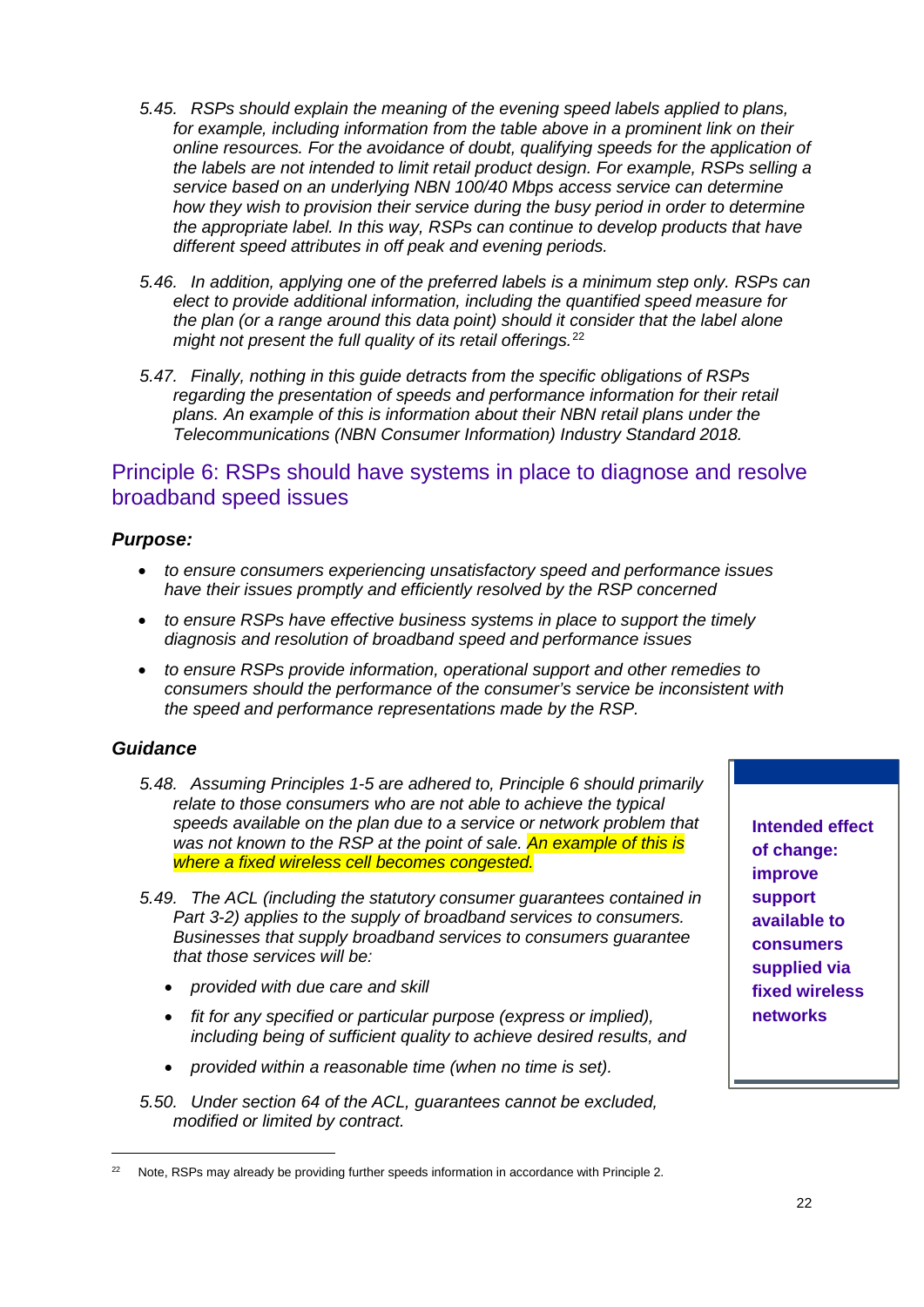*5.45. RSPs should explain the meaning of the evening speed labels applied to plans, for example, including information from the table above in a prominent link on their online resources. For the avoidance of doubt, qualifying speeds for the application of the labels are not intended to limit retail product design. For example, RSPs selling a service based on an underlying NBN 100/40 Mbps access service can determine how they wish to provision their service during the busy period in order to determine the appropriate label. In this way, RSPs can continue to develop products that have different speed attributes in off peak and evening periods.*

*5.46. In addition, applying one of the preferred labels is a minimum step only. RSPs can elect to provide additional information, including the quantified speed measure for the plan (or a range around this data point) should it consider that the label alone might not present the full quality of its retail offerings.*[22]

*5.47. Finally, nothing in this guide detracts from the specific obligations of RSPs regarding the presentation of speeds and performance information for their retail plans. An example of this is information about their NBN retail plans under the Telecommunications (NBN Consumer Information) Industry Standard 2018.*

## Principle 6: RSPs should have systems in place to diagnose and resolve broadband speed issues

### *Purpose:*

- *to ensure consumers experiencing unsatisfactory speed and performance issues have their issues promptly and efficiently resolved by the RSP concerned*
- *to ensure RSPs have effective business systems in place to support the timely diagnosis and resolution of broadband speed and performance issues*
- *to ensure RSPs provide information, operational support and other remedies to consumers should the performance of the consumer's service be inconsistent with the speed and performance representations made by the RSP.*

### *Guidance*

*5.48. Assuming Principles 1-5 are adhered to, Principle 6 should primarily relate to those consumers who are not able to achieve the typical speeds available on the plan due to a service or network problem that was not known to the RSP at the point of sale. An example of this is where a fixed wireless cell becomes congested.*

> **Intended effect of change: improve support available to consumers supplied via fixed wireless networks**

*5.49. The ACL (including the statutory consumer guarantees contained in Part 3-2) applies to the supply of broadband services to consumers. Businesses that supply broadband services to consumers guarantee that those services will be:*

- *provided with due care and skill*
- *fit for any specified or particular purpose (express or implied), including being of sufficient quality to achieve desired results, and*
- *provided within a reasonable time (when no time is set).*

*5.50. Under section 64 of the ACL, guarantees cannot be excluded, modified or limited by contract.*

[22] Note, RSPs may already be providing further speeds information in accordance with Principle 2.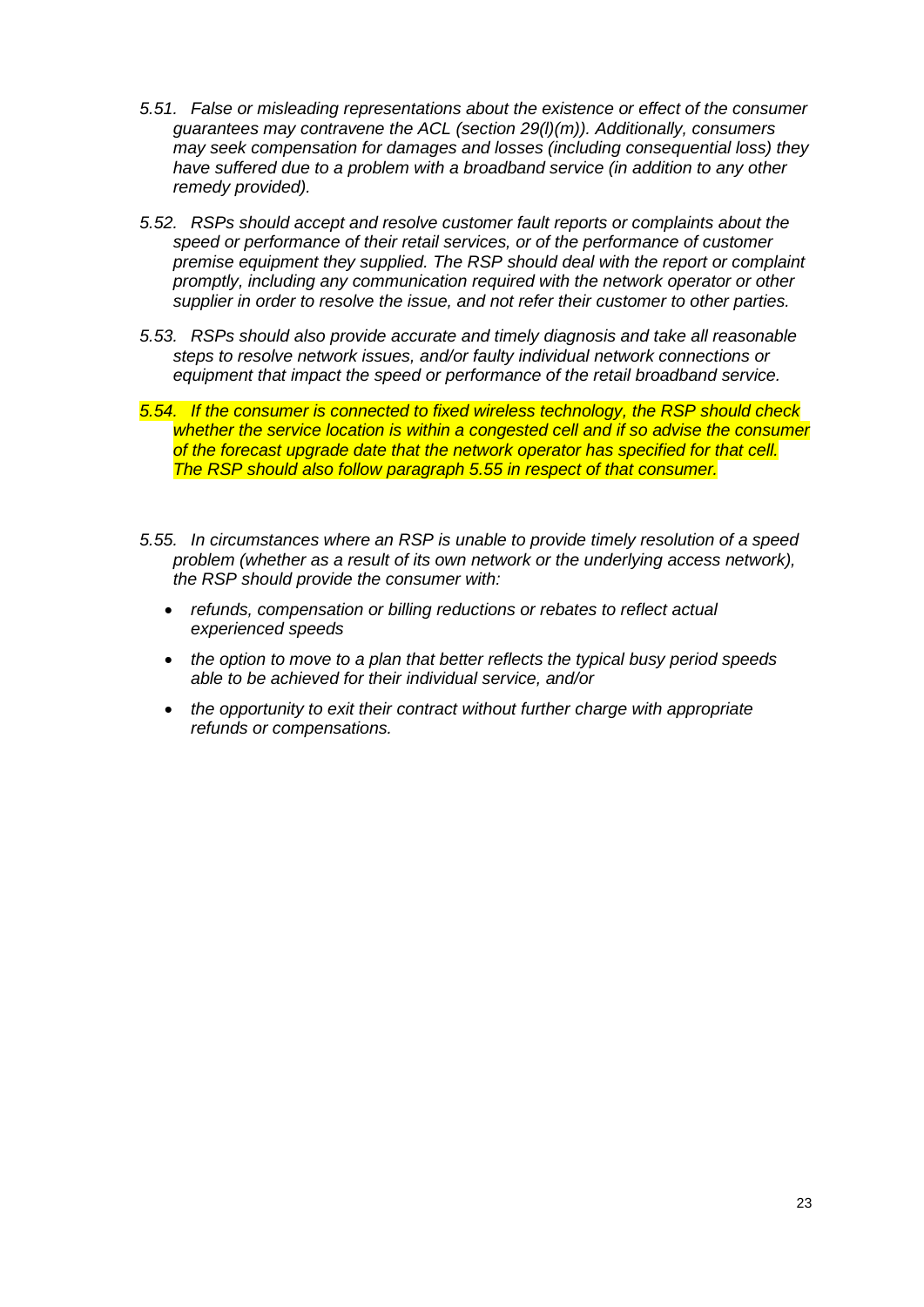*5.51. False or misleading representations about the existence or effect of the consumer guarantees may contravene the ACL (section 29(l)(m)). Additionally, consumers may seek compensation for damages and losses (including consequential loss) they have suffered due to a problem with a broadband service (in addition to any other remedy provided).*

*5.52. RSPs should accept and resolve customer fault reports or complaints about the speed or performance of their retail services, or of the performance of customer premise equipment they supplied. The RSP should deal with the report or complaint promptly, including any communication required with the network operator or other supplier in order to resolve the issue, and not refer their customer to other parties.*

*5.53. RSPs should also provide accurate and timely diagnosis and take all reasonable steps to resolve network issues, and/or faulty individual network connections or equipment that impact the speed or performance of the retail broadband service.*

*5.54. If the consumer is connected to fixed wireless technology, the RSP should check whether the service location is within a congested cell and if so advise the consumer of the forecast upgrade date that the network operator has specified for that cell. The RSP should also follow paragraph 5.55 in respect of that consumer.*

*5.55. In circumstances where an RSP is unable to provide timely resolution of a speed problem (whether as a result of its own network or the underlying access network), the RSP should provide the consumer with:*

- *refunds, compensation or billing reductions or rebates to reflect actual experienced speeds*
- *the option to move to a plan that better reflects the typical busy period speeds able to be achieved for their individual service, and/or*
- *the opportunity to exit their contract without further charge with appropriate refunds or compensations.*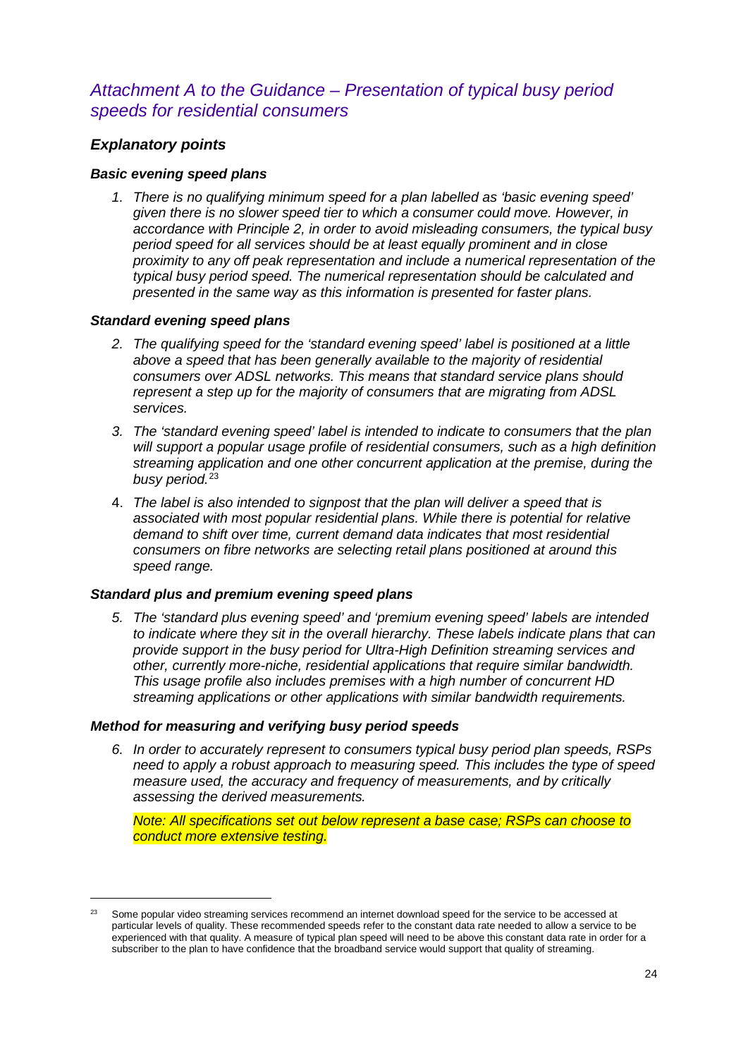## *Attachment A to the Guidance – Presentation of typical busy period speeds for residential consumers*

### *Explanatory points*

#### *Basic evening speed plans*

1. *There is no qualifying minimum speed for a plan labelled as 'basic evening speed' given there is no slower speed tier to which a consumer could move. However, in accordance with Principle 2, in order to avoid misleading consumers, the typical busy period speed for all services should be at least equally prominent and in close proximity to any off peak representation and include a numerical representation of the typical busy period speed. The numerical representation should be calculated and presented in the same way as this information is presented for faster plans.*

#### *Standard evening speed plans*

2. *The qualifying speed for the 'standard evening speed' label is positioned at a little above a speed that has been generally available to the majority of residential consumers over ADSL networks. This means that standard service plans should represent a step up for the majority of consumers that are migrating from ADSL services.*
3. *The 'standard evening speed' label is intended to indicate to consumers that the plan will support a popular usage profile of residential consumers, such as a high definition streaming application and one other concurrent application at the premise, during the busy period.*[23]
4. *The label is also intended to signpost that the plan will deliver a speed that is associated with most popular residential plans. While there is potential for relative demand to shift over time, current demand data indicates that most residential consumers on fibre networks are selecting retail plans positioned at around this speed range.*

#### *Standard plus and premium evening speed plans*

5. *The 'standard plus evening speed' and 'premium evening speed' labels are intended to indicate where they sit in the overall hierarchy. These labels indicate plans that can provide support in the busy period for Ultra-High Definition streaming services and other, currently more-niche, residential applications that require similar bandwidth. This usage profile also includes premises with a high number of concurrent HD streaming applications or other applications with similar bandwidth requirements.*

#### *Method for measuring and verifying busy period speeds*

6. *In order to accurately represent to consumers typical busy period plan speeds, RSPs need to apply a robust approach to measuring speed. This includes the type of speed measure used, the accuracy and frequency of measurements, and by critically assessing the derived measurements.*

   *Note: All specifications set out below represent a base case; RSPs can choose to conduct more extensive testing.*

---

[23] Some popular video streaming services recommend an internet download speed for the service to be accessed at particular levels of quality. These recommended speeds refer to the constant data rate needed to allow a service to be experienced with that quality. A measure of typical plan speed will need to be above this constant data rate in order for a subscriber to the plan to have confidence that the broadband service would support that quality of streaming.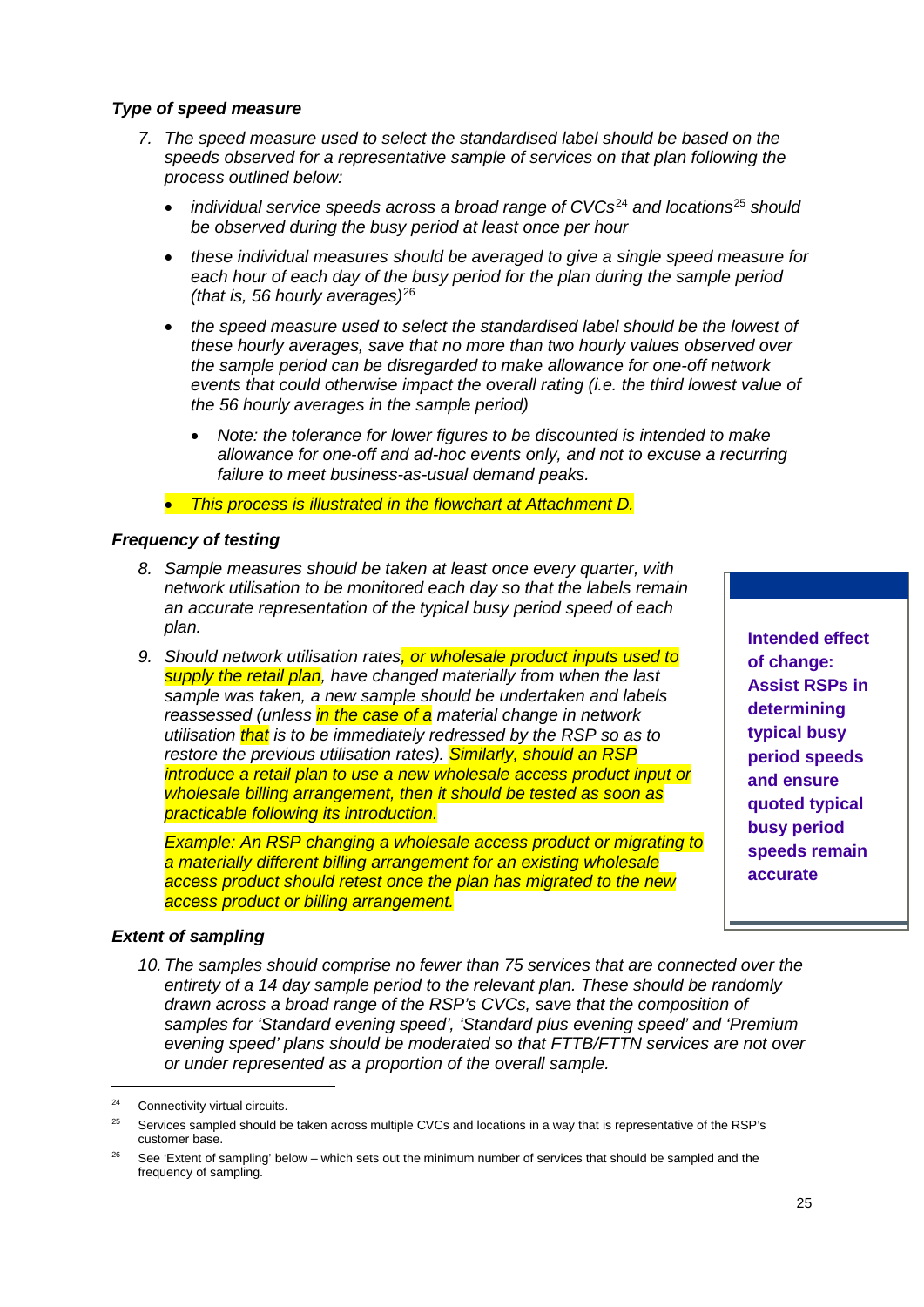***Type of speed measure***

*7. The speed measure used to select the standardised label should be based on the speeds observed for a representative sample of services on that plan following the process outlined below:*

- *individual service speeds across a broad range of CVCs[24] and locations[25] should be observed during the busy period at least once per hour*
- *these individual measures should be averaged to give a single speed measure for each hour of each day of the busy period for the plan during the sample period (that is, 56 hourly averages)[26]*
- *the speed measure used to select the standardised label should be the lowest of these hourly averages, save that no more than two hourly values observed over the sample period can be disregarded to make allowance for one-off network events that could otherwise impact the overall rating (i.e. the third lowest value of the 56 hourly averages in the sample period)*
    - *Note: the tolerance for lower figures to be discounted is intended to make allowance for one-off and ad-hoc events only, and not to excuse a recurring failure to meet business-as-usual demand peaks.*
- *This process is illustrated in the flowchart at Attachment D.*

***Frequency of testing***

*8. Sample measures should be taken at least once every quarter, with network utilisation to be monitored each day so that the labels remain an accurate representation of the typical busy period speed of each plan.*

*9. Should network utilisation rates, or wholesale product inputs used to supply the retail plan, have changed materially from when the last sample was taken, a new sample should be undertaken and labels reassessed (unless in the case of a material change in network utilisation that is to be immediately redressed by the RSP so as to restore the previous utilisation rates). Similarly, should an RSP introduce a retail plan to use a new wholesale access product input or wholesale billing arrangement, then it should be tested as soon as practicable following its introduction.*

*Example: An RSP changing a wholesale access product or migrating to a materially different billing arrangement for an existing wholesale access product should retest once the plan has migrated to the new access product or billing arrangement.*

**Intended effect of change: Assist RSPs in determining typical busy period speeds and ensure quoted typical busy period speeds remain accurate**

***Extent of sampling***

*10. The samples should comprise no fewer than 75 services that are connected over the entirety of a 14 day sample period to the relevant plan. These should be randomly drawn across a broad range of the RSP's CVCs, save that the composition of samples for 'Standard evening speed', 'Standard plus evening speed' and 'Premium evening speed' plans should be moderated so that FTTB/FTTN services are not over or under represented as a proportion of the overall sample.*

---

[24] Connectivity virtual circuits.

[25] Services sampled should be taken across multiple CVCs and locations in a way that is representative of the RSP's customer base.

[26] See 'Extent of sampling' below – which sets out the minimum number of services that should be sampled and the frequency of sampling.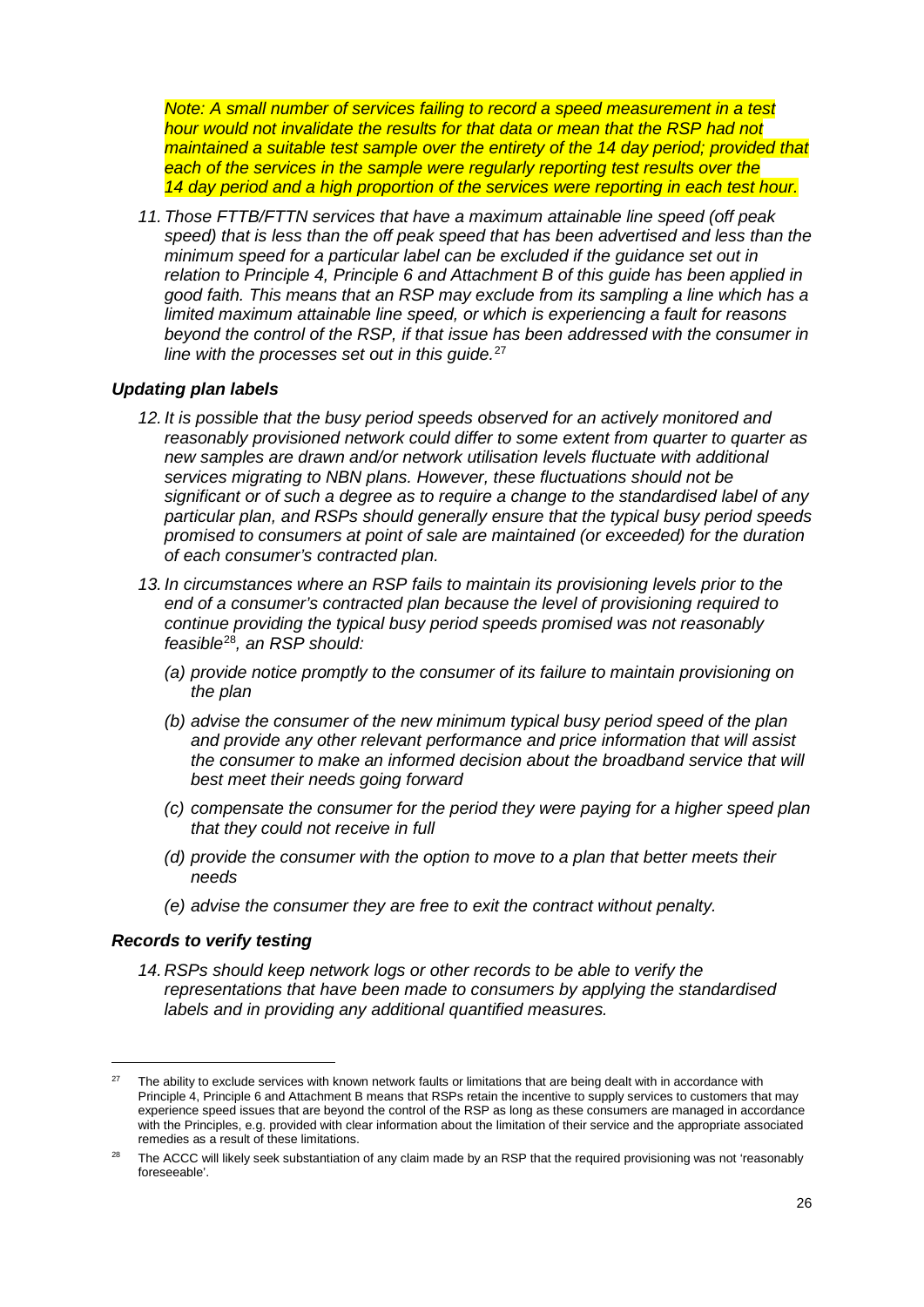*Note: A small number of services failing to record a speed measurement in a test hour would not invalidate the results for that data or mean that the RSP had not maintained a suitable test sample over the entirety of the 14 day period; provided that each of the services in the sample were regularly reporting test results over the 14 day period and a high proportion of the services were reporting in each test hour.*

11. *Those FTTB/FTTN services that have a maximum attainable line speed (off peak speed) that is less than the off peak speed that has been advertised and less than the minimum speed for a particular label can be excluded if the guidance set out in relation to Principle 4, Principle 6 and Attachment B of this guide has been applied in good faith. This means that an RSP may exclude from its sampling a line which has a limited maximum attainable line speed, or which is experiencing a fault for reasons beyond the control of the RSP, if that issue has been addressed with the consumer in line with the processes set out in this guide.*[27]

### *Updating plan labels*

12. *It is possible that the busy period speeds observed for an actively monitored and reasonably provisioned network could differ to some extent from quarter to quarter as new samples are drawn and/or network utilisation levels fluctuate with additional services migrating to NBN plans. However, these fluctuations should not be significant or of such a degree as to require a change to the standardised label of any particular plan, and RSPs should generally ensure that the typical busy period speeds promised to consumers at point of sale are maintained (or exceeded) for the duration of each consumer's contracted plan.*

13. *In circumstances where an RSP fails to maintain its provisioning levels prior to the end of a consumer's contracted plan because the level of provisioning required to continue providing the typical busy period speeds promised was not reasonably feasible*[28]*, an RSP should:*

    (a) *provide notice promptly to the consumer of its failure to maintain provisioning on the plan*

    (b) *advise the consumer of the new minimum typical busy period speed of the plan and provide any other relevant performance and price information that will assist the consumer to make an informed decision about the broadband service that will best meet their needs going forward*

    (c) *compensate the consumer for the period they were paying for a higher speed plan that they could not receive in full*

    (d) *provide the consumer with the option to move to a plan that better meets their needs*

    (e) *advise the consumer they are free to exit the contract without penalty.*

### *Records to verify testing*

14. *RSPs should keep network logs or other records to be able to verify the representations that have been made to consumers by applying the standardised labels and in providing any additional quantified measures.*

---

[27] The ability to exclude services with known network faults or limitations that are being dealt with in accordance with Principle 4, Principle 6 and Attachment B means that RSPs retain the incentive to supply services to customers that may experience speed issues that are beyond the control of the RSP as long as these consumers are managed in accordance with the Principles, e.g. provided with clear information about the limitation of their service and the appropriate associated remedies as a result of these limitations.

[28] The ACCC will likely seek substantiation of any claim made by an RSP that the required provisioning was not 'reasonably foreseeable'.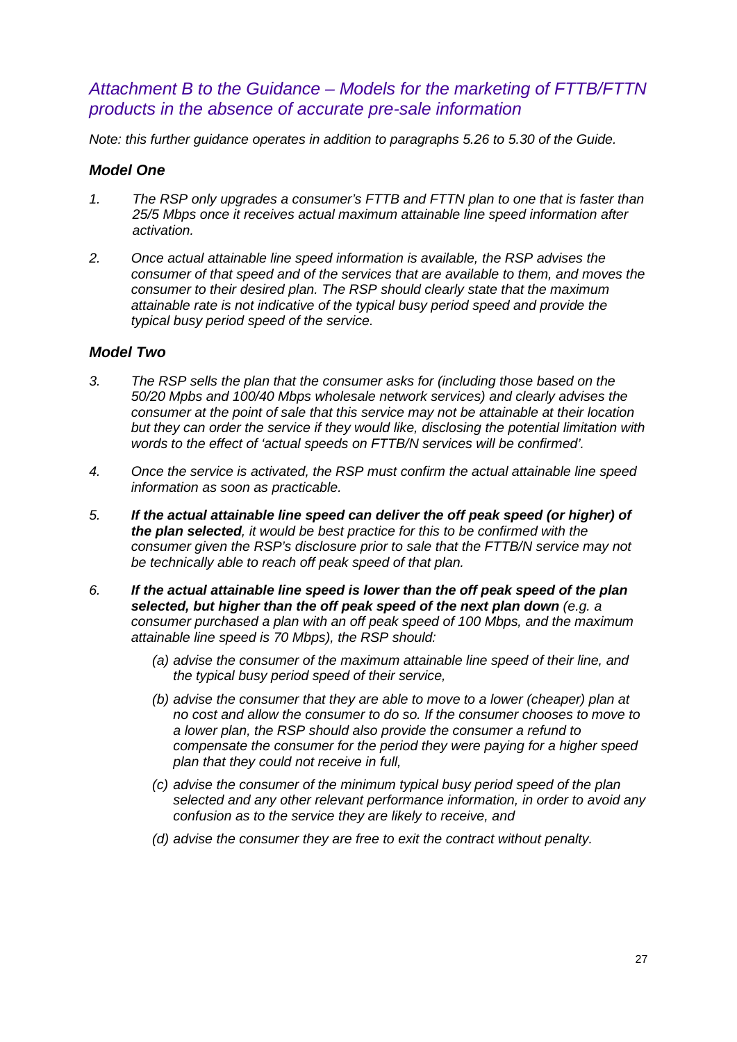## *Attachment B to the Guidance – Models for the marketing of FTTB/FTTN products in the absence of accurate pre-sale information*

*Note: this further guidance operates in addition to paragraphs 5.26 to 5.30 of the Guide.*

### *Model One*

1. *The RSP only upgrades a consumer's FTTB and FTTN plan to one that is faster than 25/5 Mbps once it receives actual maximum attainable line speed information after activation.*

2. *Once actual attainable line speed information is available, the RSP advises the consumer of that speed and of the services that are available to them, and moves the consumer to their desired plan. The RSP should clearly state that the maximum attainable rate is not indicative of the typical busy period speed and provide the typical busy period speed of the service.*

### *Model Two*

3. *The RSP sells the plan that the consumer asks for (including those based on the 50/20 Mpbs and 100/40 Mbps wholesale network services) and clearly advises the consumer at the point of sale that this service may not be attainable at their location but they can order the service if they would like, disclosing the potential limitation with words to the effect of 'actual speeds on FTTB/N services will be confirmed'.*

4. *Once the service is activated, the RSP must confirm the actual attainable line speed information as soon as practicable.*

5. ***If the actual attainable line speed can deliver the off peak speed (or higher) of the plan selected**, it would be best practice for this to be confirmed with the consumer given the RSP's disclosure prior to sale that the FTTB/N service may not be technically able to reach off peak speed of that plan.*

6. ***If the actual attainable line speed is lower than the off peak speed of the plan selected, but higher than the off peak speed of the next plan down** (e.g. a consumer purchased a plan with an off peak speed of 100 Mbps, and the maximum attainable line speed is 70 Mbps), the RSP should:*

   *(a) advise the consumer of the maximum attainable line speed of their line, and the typical busy period speed of their service,*

   *(b) advise the consumer that they are able to move to a lower (cheaper) plan at no cost and allow the consumer to do so. If the consumer chooses to move to a lower plan, the RSP should also provide the consumer a refund to compensate the consumer for the period they were paying for a higher speed plan that they could not receive in full,*

   *(c) advise the consumer of the minimum typical busy period speed of the plan selected and any other relevant performance information, in order to avoid any confusion as to the service they are likely to receive, and*

   *(d) advise the consumer they are free to exit the contract without penalty.*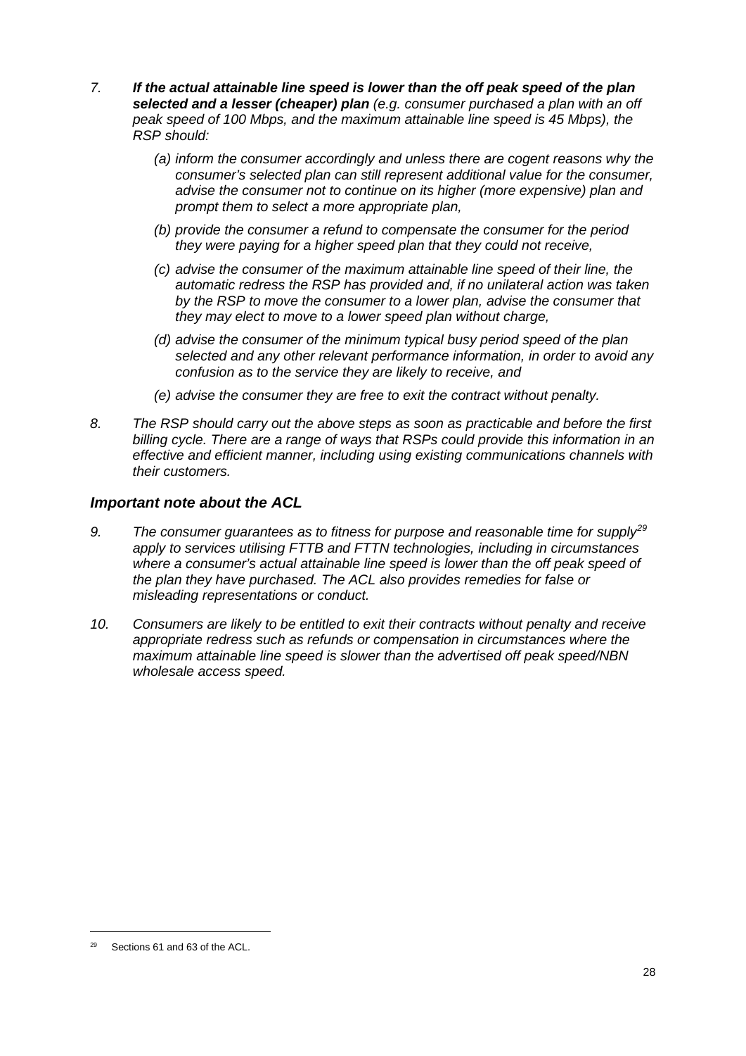7. ***If the actual attainable line speed is lower than the off peak speed of the plan selected and a lesser (cheaper) plan*** *(e.g. consumer purchased a plan with an off peak speed of 100 Mbps, and the maximum attainable line speed is 45 Mbps), the RSP should:*

   *(a) inform the consumer accordingly and unless there are cogent reasons why the consumer's selected plan can still represent additional value for the consumer, advise the consumer not to continue on its higher (more expensive) plan and prompt them to select a more appropriate plan,*

   *(b) provide the consumer a refund to compensate the consumer for the period they were paying for a higher speed plan that they could not receive,*

   *(c) advise the consumer of the maximum attainable line speed of their line, the automatic redress the RSP has provided and, if no unilateral action was taken by the RSP to move the consumer to a lower plan, advise the consumer that they may elect to move to a lower speed plan without charge,*

   *(d) advise the consumer of the minimum typical busy period speed of the plan selected and any other relevant performance information, in order to avoid any confusion as to the service they are likely to receive, and*

   *(e) advise the consumer they are free to exit the contract without penalty.*

8. *The RSP should carry out the above steps as soon as practicable and before the first billing cycle. There are a range of ways that RSPs could provide this information in an effective and efficient manner, including using existing communications channels with their customers.*

### *Important note about the ACL*

9. *The consumer guarantees as to fitness for purpose and reasonable time for supply[29] apply to services utilising FTTB and FTTN technologies, including in circumstances where a consumer's actual attainable line speed is lower than the off peak speed of the plan they have purchased. The ACL also provides remedies for false or misleading representations or conduct.*

10. *Consumers are likely to be entitled to exit their contracts without penalty and receive appropriate redress such as refunds or compensation in circumstances where the maximum attainable line speed is slower than the advertised off peak speed/NBN wholesale access speed.*

---

[29] Sections 61 and 63 of the ACL.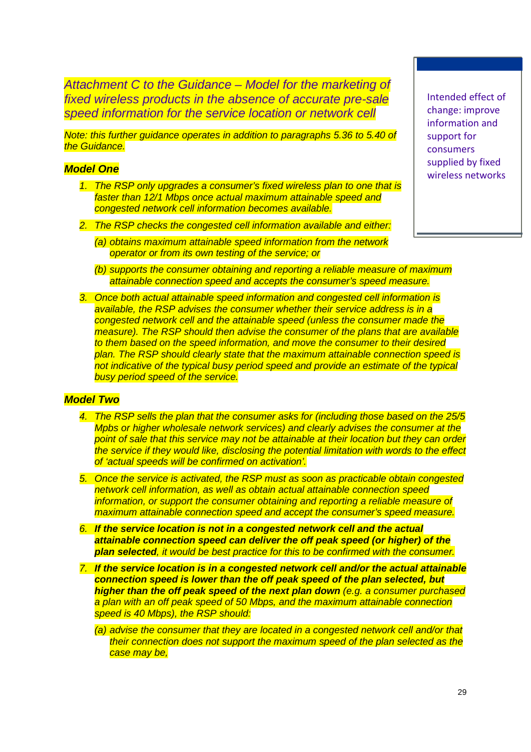## *Attachment C to the Guidance – Model for the marketing of fixed wireless products in the absence of accurate pre-sale speed information for the service location or network cell*

*Note: this further guidance operates in addition to paragraphs 5.36 to 5.40 of the Guidance.*

Intended effect of change: improve information and support for consumers supplied by fixed wireless networks

### ***Model One***

1. *The RSP only upgrades a consumer's fixed wireless plan to one that is faster than 12/1 Mbps once actual maximum attainable speed and congested network cell information becomes available.*
2. *The RSP checks the congested cell information available and either:*
   - *(a) obtains maximum attainable speed information from the network operator or from its own testing of the service; or*
   - *(b) supports the consumer obtaining and reporting a reliable measure of maximum attainable connection speed and accepts the consumer's speed measure.*
3. *Once both actual attainable speed information and congested cell information is available, the RSP advises the consumer whether their service address is in a congested network cell and the attainable speed (unless the consumer made the measure). The RSP should then advise the consumer of the plans that are available to them based on the speed information, and move the consumer to their desired plan. The RSP should clearly state that the maximum attainable connection speed is not indicative of the typical busy period speed and provide an estimate of the typical busy period speed of the service.*

### ***Model Two***

4. *The RSP sells the plan that the consumer asks for (including those based on the 25/5 Mpbs or higher wholesale network services) and clearly advises the consumer at the point of sale that this service may not be attainable at their location but they can order the service if they would like, disclosing the potential limitation with words to the effect of 'actual speeds will be confirmed on activation'.*
5. *Once the service is activated, the RSP must as soon as practicable obtain congested network cell information, as well as obtain actual attainable connection speed information, or support the consumer obtaining and reporting a reliable measure of maximum attainable connection speed and accept the consumer's speed measure.*
6. ***If the service location is not in a congested network cell and the actual attainable connection speed can deliver the off peak speed (or higher) of the plan selected**, it would be best practice for this to be confirmed with the consumer.*
7. ***If the service location is in a congested network cell and/or the actual attainable connection speed is lower than the off peak speed of the plan selected, but higher than the off peak speed of the next plan down** (e.g. a consumer purchased a plan with an off peak speed of 50 Mbps, and the maximum attainable connection speed is 40 Mbps), the RSP should:*
   - *(a) advise the consumer that they are located in a congested network cell and/or that their connection does not support the maximum speed of the plan selected as the case may be,*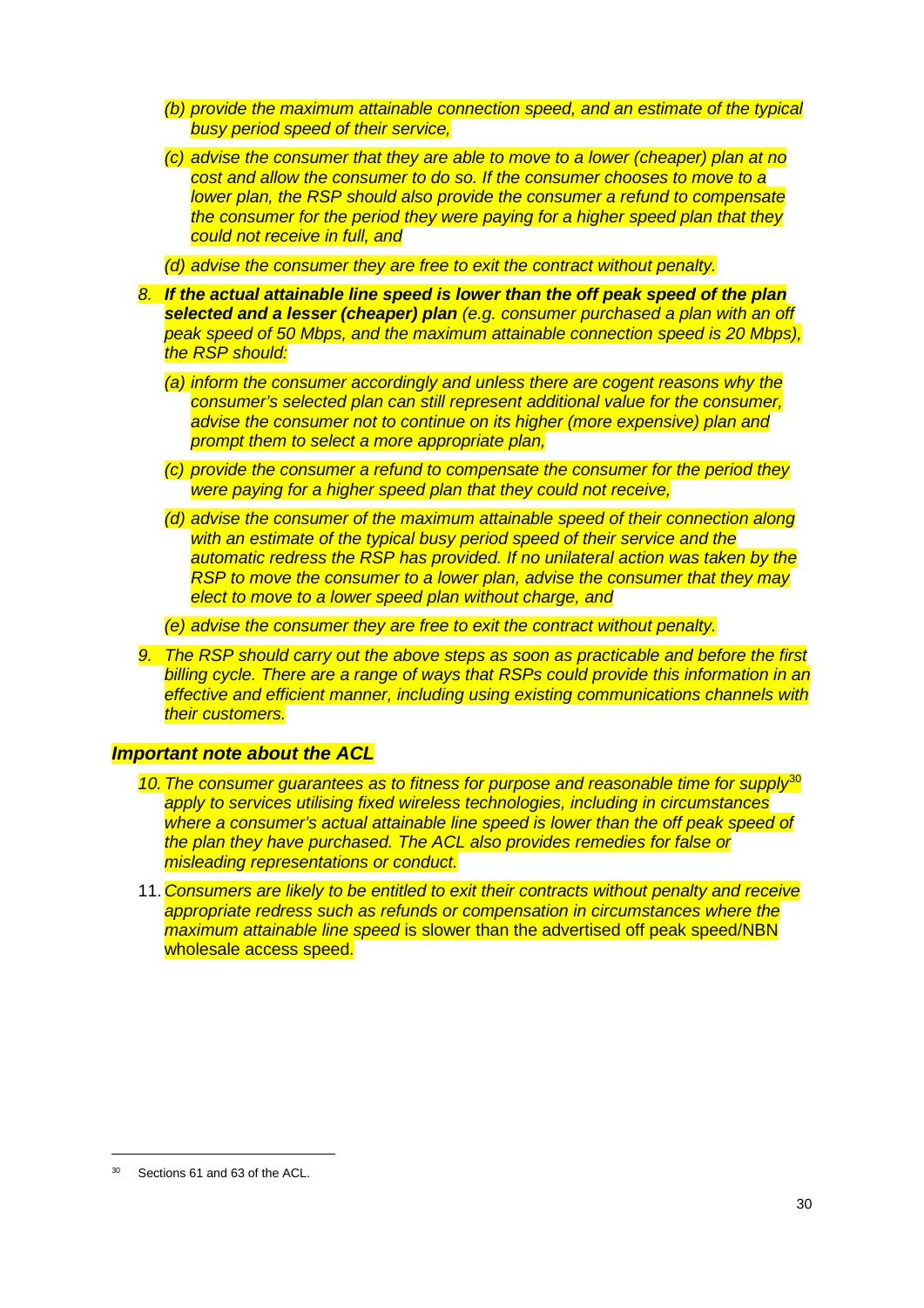(b) *provide the maximum attainable connection speed, and an estimate of the typical busy period speed of their service,*

(c) *advise the consumer that they are able to move to a lower (cheaper) plan at no cost and allow the consumer to do so. If the consumer chooses to move to a lower plan, the RSP should also provide the consumer a refund to compensate the consumer for the period they were paying for a higher speed plan that they could not receive in full, and*

(d) *advise the consumer they are free to exit the contract without penalty.*

8. ***If the actual attainable line speed is lower than the off peak speed of the plan selected and a lesser (cheaper) plan*** *(e.g. consumer purchased a plan with an off peak speed of 50 Mbps, and the maximum attainable connection speed is 20 Mbps), the RSP should:*

   (a) *inform the consumer accordingly and unless there are cogent reasons why the consumer's selected plan can still represent additional value for the consumer, advise the consumer not to continue on its higher (more expensive) plan and prompt them to select a more appropriate plan,*

   (c) *provide the consumer a refund to compensate the consumer for the period they were paying for a higher speed plan that they could not receive,*

   (d) *advise the consumer of the maximum attainable speed of their connection along with an estimate of the typical busy period speed of their service and the automatic redress the RSP has provided. If no unilateral action was taken by the RSP to move the consumer to a lower plan, advise the consumer that they may elect to move to a lower speed plan without charge, and*

   (e) *advise the consumer they are free to exit the contract without penalty.*

9. *The RSP should carry out the above steps as soon as practicable and before the first billing cycle. There are a range of ways that RSPs could provide this information in an effective and efficient manner, including using existing communications channels with their customers.*

### *Important note about the ACL*

10. *The consumer guarantees as to fitness for purpose and reasonable time for supply*[30] *apply to services utilising fixed wireless technologies, including in circumstances where a consumer's actual attainable line speed is lower than the off peak speed of the plan they have purchased. The ACL also provides remedies for false or misleading representations or conduct.*

11. *Consumers are likely to be entitled to exit their contracts without penalty and receive appropriate redress such as refunds or compensation in circumstances where the maximum attainable line speed* is slower than the advertised off peak speed/NBN wholesale access speed.

---

[30] Sections 61 and 63 of the ACL.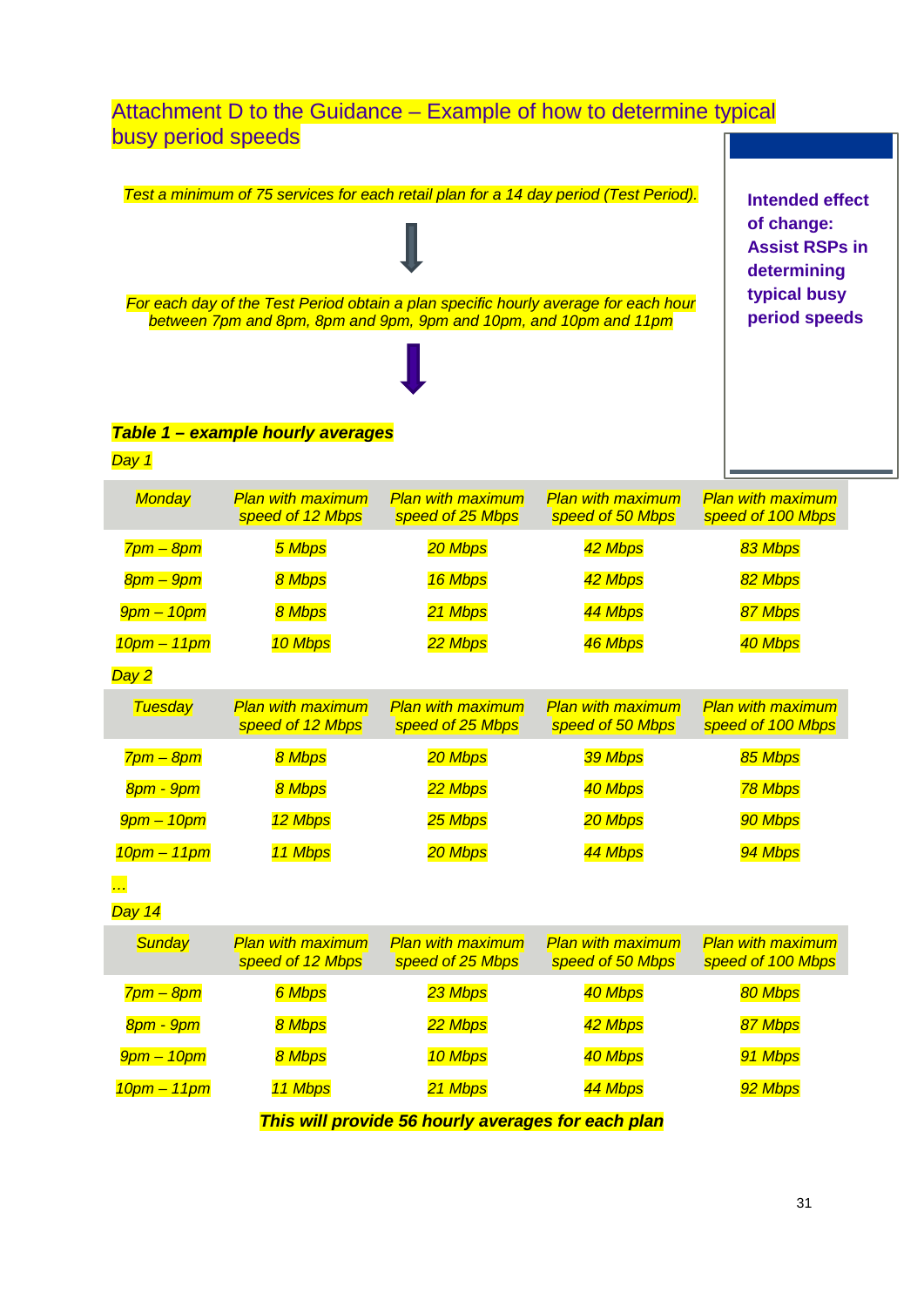## Attachment D to the Guidance – Example of how to determine typical busy period speeds

**Intended effect of change: Assist RSPs in determining typical busy period speeds**

*Test a minimum of 75 services for each retail plan for a 14 day period (Test Period).*

↓

*For each day of the Test Period obtain a plan specific hourly average for each hour between 7pm and 8pm, 8pm and 9pm, 9pm and 10pm, and 10pm and 11pm*

↓

***Table 1 – example hourly averages***

*Day 1*

| *Monday* | *Plan with maximum speed of 12 Mbps* | *Plan with maximum speed of 25 Mbps* | *Plan with maximum speed of 50 Mbps* | *Plan with maximum speed of 100 Mbps* |
|---|---|---|---|---|
| *7pm – 8pm* | *5 Mbps* | *20 Mbps* | *42 Mbps* | *83 Mbps* |
| *8pm – 9pm* | *8 Mbps* | *16 Mbps* | *42 Mbps* | *82 Mbps* |
| *9pm – 10pm* | *8 Mbps* | *21 Mbps* | *44 Mbps* | *87 Mbps* |
| *10pm – 11pm* | *10 Mbps* | *22 Mbps* | *46 Mbps* | *40 Mbps* |

*Day 2*

| *Tuesday* | *Plan with maximum speed of 12 Mbps* | *Plan with maximum speed of 25 Mbps* | *Plan with maximum speed of 50 Mbps* | *Plan with maximum speed of 100 Mbps* |
|---|---|---|---|---|
| *7pm – 8pm* | *8 Mbps* | *20 Mbps* | *39 Mbps* | *85 Mbps* |
| *8pm - 9pm* | *8 Mbps* | *22 Mbps* | *40 Mbps* | *78 Mbps* |
| *9pm – 10pm* | *12 Mbps* | *25 Mbps* | *20 Mbps* | *90 Mbps* |
| *10pm – 11pm* | *11 Mbps* | *20 Mbps* | *44 Mbps* | *94 Mbps* |

*…*

*Day 14*

| *Sunday* | *Plan with maximum speed of 12 Mbps* | *Plan with maximum speed of 25 Mbps* | *Plan with maximum speed of 50 Mbps* | *Plan with maximum speed of 100 Mbps* |
|---|---|---|---|---|
| *7pm – 8pm* | *6 Mbps* | *23 Mbps* | *40 Mbps* | *80 Mbps* |
| *8pm - 9pm* | *8 Mbps* | *22 Mbps* | *42 Mbps* | *87 Mbps* |
| *9pm – 10pm* | *8 Mbps* | *10 Mbps* | *40 Mbps* | *91 Mbps* |
| *10pm – 11pm* | *11 Mbps* | *21 Mbps* | *44 Mbps* | *92 Mbps* |

***This will provide 56 hourly averages for each plan***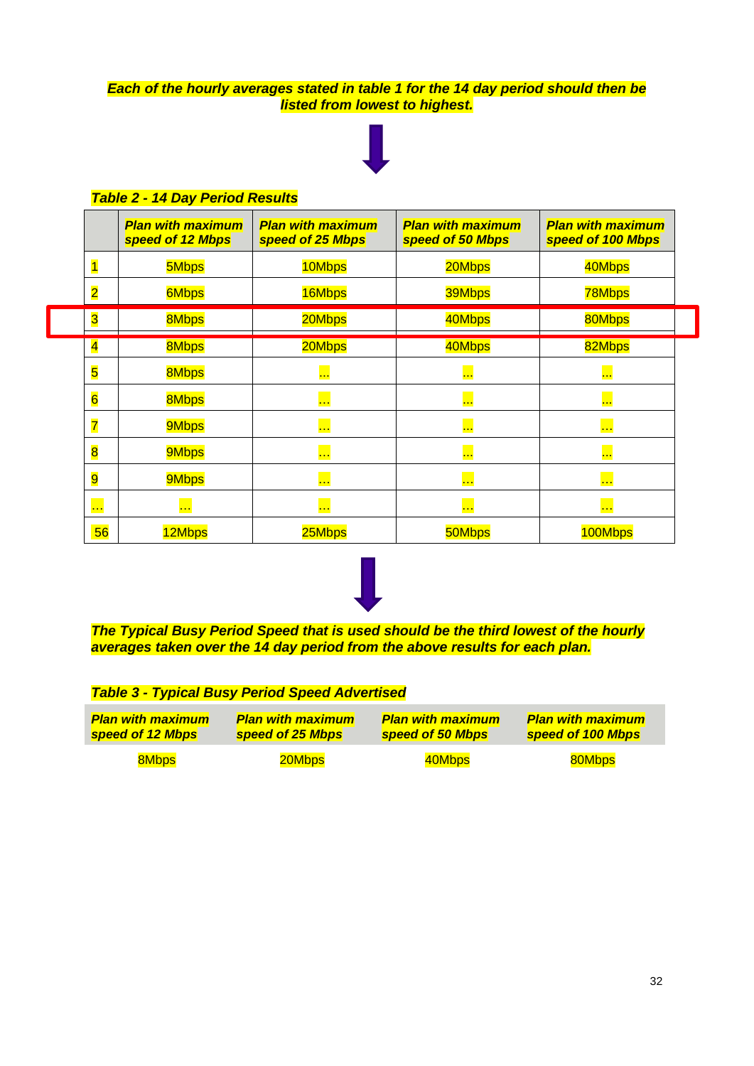***Each of the hourly averages stated in table 1 for the 14 day period should then be listed from lowest to highest.***

***Table 2 - 14 Day Period Results***

| | ***Plan with maximum speed of 12 Mbps*** | ***Plan with maximum speed of 25 Mbps*** | ***Plan with maximum speed of 50 Mbps*** | ***Plan with maximum speed of 100 Mbps*** |
|---|---|---|---|---|
| 1 | 5Mbps | 10Mbps | 20Mbps | 40Mbps |
| 2 | 6Mbps | 16Mbps | 39Mbps | 78Mbps |
| 3 | 8Mbps | 20Mbps | 40Mbps | 80Mbps |
| 4 | 8Mbps | 20Mbps | 40Mbps | 82Mbps |
| 5 | 8Mbps | ... | ... | ... |
| 6 | 8Mbps | … | ... | ... |
| 7 | 9Mbps | … | ... | ... |
| 8 | 9Mbps | … | ... | ... |
| 9 | 9Mbps | … | ... | ... |
| … | … | … | ... | ... |
| 56 | 12Mbps | 25Mbps | 50Mbps | 100Mbps |

***The Typical Busy Period Speed that is used should be the third lowest of the hourly averages taken over the 14 day period from the above results for each plan.***

***Table 3 - Typical Busy Period Speed Advertised***

| ***Plan with maximum speed of 12 Mbps*** | ***Plan with maximum speed of 25 Mbps*** | ***Plan with maximum speed of 50 Mbps*** | ***Plan with maximum speed of 100 Mbps*** |
|---|---|---|---|
| 8Mbps | 20Mbps | 40Mbps | 80Mbps |